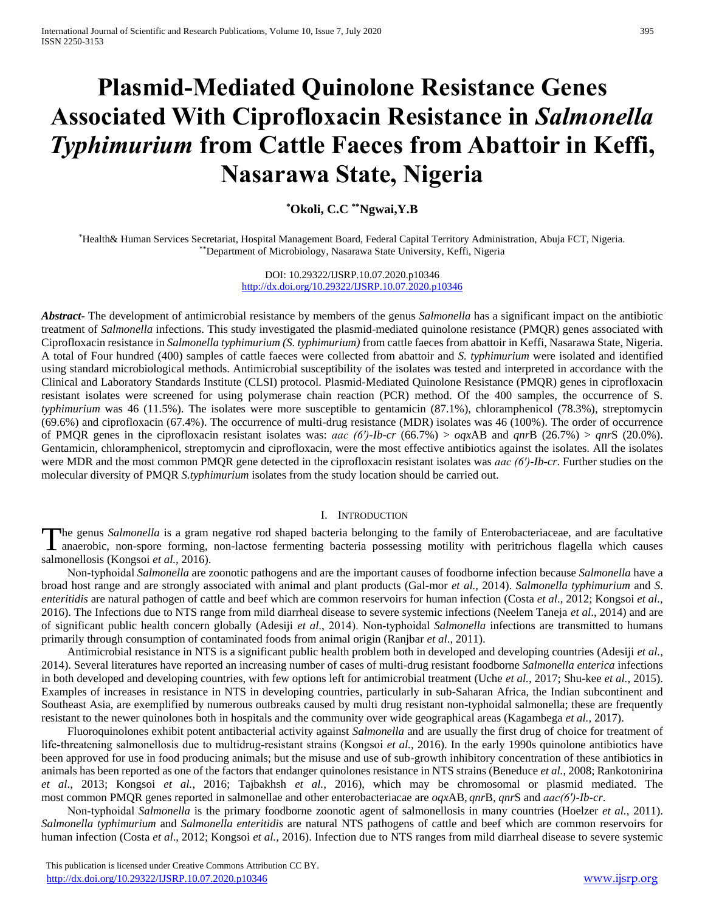# Plasmid-Mediated Quinolone Resistance Genes Associated With Ciprofloxacin Resistance in *Salmonella Typhimurium* from Cattle Faeces from Abattoir in Keffi, Nasarawa State, Nigeria

**[*]Okoli, C.C [**]Ngwai,Y.B**

[*]Health& Human Services Secretariat, Hospital Management Board, Federal Capital Territory Administration, Abuja FCT, Nigeria.
[**]Department of Microbiology, Nasarawa State University, Keffi, Nigeria

DOI: 10.29322/IJSRP.10.07.2020.p10346
http://dx.doi.org/10.29322/IJSRP.10.07.2020.p10346

***Abstract***- The development of antimicrobial resistance by members of the genus *Salmonella* has a significant impact on the antibiotic treatment of *Salmonella* infections. This study investigated the plasmid-mediated quinolone resistance (PMQR) genes associated with Ciprofloxacin resistance in *Salmonella typhimurium (S. typhimurium)* from cattle faeces from abattoir in Keffi, Nasarawa State, Nigeria. A total of Four hundred (400) samples of cattle faeces were collected from abattoir and *S. typhimurium* were isolated and identified using standard microbiological methods. Antimicrobial susceptibility of the isolates was tested and interpreted in accordance with the Clinical and Laboratory Standards Institute (CLSI) protocol. Plasmid-Mediated Quinolone Resistance (PMQR) genes in ciprofloxacin resistant isolates were screened for using polymerase chain reaction (PCR) method. Of the 400 samples, the occurrence of S. *typhimurium* was 46 (11.5%). The isolates were more susceptible to gentamicin (87.1%), chloramphenicol (78.3%), streptomycin (69.6%) and ciprofloxacin (67.4%). The occurrence of multi-drug resistance (MDR) isolates was 46 (100%). The order of occurrence of PMQR genes in the ciprofloxacin resistant isolates was: *aac (6')-Ib-cr* (66.7%) > *oqx*AB and *qnr*B (26.7%) > *qnr*S (20.0%). Gentamicin, chloramphenicol, streptomycin and ciprofloxacin, were the most effective antibiotics against the isolates. All the isolates were MDR and the most common PMQR gene detected in the ciprofloxacin resistant isolates was *aac (6')-Ib-cr*. Further studies on the molecular diversity of PMQR *S.typhimurium* isolates from the study location should be carried out.

## I. Introduction

The genus *Salmonella* is a gram negative rod shaped bacteria belonging to the family of Enterobacteriaceae, and are facultative anaerobic, non-spore forming, non-lactose fermenting bacteria possessing motility with peritrichous flagella which causes salmonellosis (Kongsoi *et al.,* 2016).

Non-typhoidal *Salmonella* are zoonotic pathogens and are the important causes of foodborne infection because *Salmonella* have a broad host range and are strongly associated with animal and plant products (Gal-mor *et al.,* 2014). *Salmonella typhimurium* and *S. enteritidis* are natural pathogen of cattle and beef which are common reservoirs for human infection (Costa *et al*., 2012; Kongsoi *et al.,* 2016). The Infections due to NTS range from mild diarrheal disease to severe systemic infections (Neelem Taneja *et al*., 2014) and are of significant public health concern globally (Adesiji *et al*., 2014). Non-typhoidal *Salmonella* infections are transmitted to humans primarily through consumption of contaminated foods from animal origin (Ranjbar *et al*., 2011).

Antimicrobial resistance in NTS is a significant public health problem both in developed and developing countries (Adesiji *et al.*, 2014). Several literatures have reported an increasing number of cases of multi-drug resistant foodborne *Salmonella enterica* infections in both developed and developing countries, with few options left for antimicrobial treatment (Uche *et al.,* 2017; Shu-kee *et al.,* 2015). Examples of increases in resistance in NTS in developing countries, particularly in sub-Saharan Africa, the Indian subcontinent and Southeast Asia, are exemplified by numerous outbreaks caused by multi drug resistant non-typhoidal salmonella; these are frequently resistant to the newer quinolones both in hospitals and the community over wide geographical areas (Kagambega *et al.,* 2017).

Fluoroquinolones exhibit potent antibacterial activity against *Salmonella* and are usually the first drug of choice for treatment of life-threatening salmonellosis due to multidrug-resistant strains (Kongsoi *et al.,* 2016). In the early 1990s quinolone antibiotics have been approved for use in food producing animals; but the misuse and use of sub-growth inhibitory concentration of these antibiotics in animals has been reported as one of the factors that endanger quinolones resistance in NTS strains (Beneduce *et al.,* 2008; Rankotonirina *et al*., 2013; Kongsoi *et al.,* 2016; Tajbakhsh *et al.,* 2016), which may be chromosomal or plasmid mediated. The most common PMQR genes reported in salmonellae and other enterobacteriacae are *oqx*AB, *qnr*B, *qnr*S and *aac(6')-Ib-cr*.

Non-typhoidal *Salmonella* is the primary foodborne zoonotic agent of salmonellosis in many countries (Hoelzer *et al.,* 2011). *Salmonella typhimurium* and *Salmonella enteritidis* are natural NTS pathogens of cattle and beef which are common reservoirs for human infection (Costa *et al*., 2012; Kongsoi *et al.,* 2016). Infection due to NTS ranges from mild diarrheal disease to severe systemic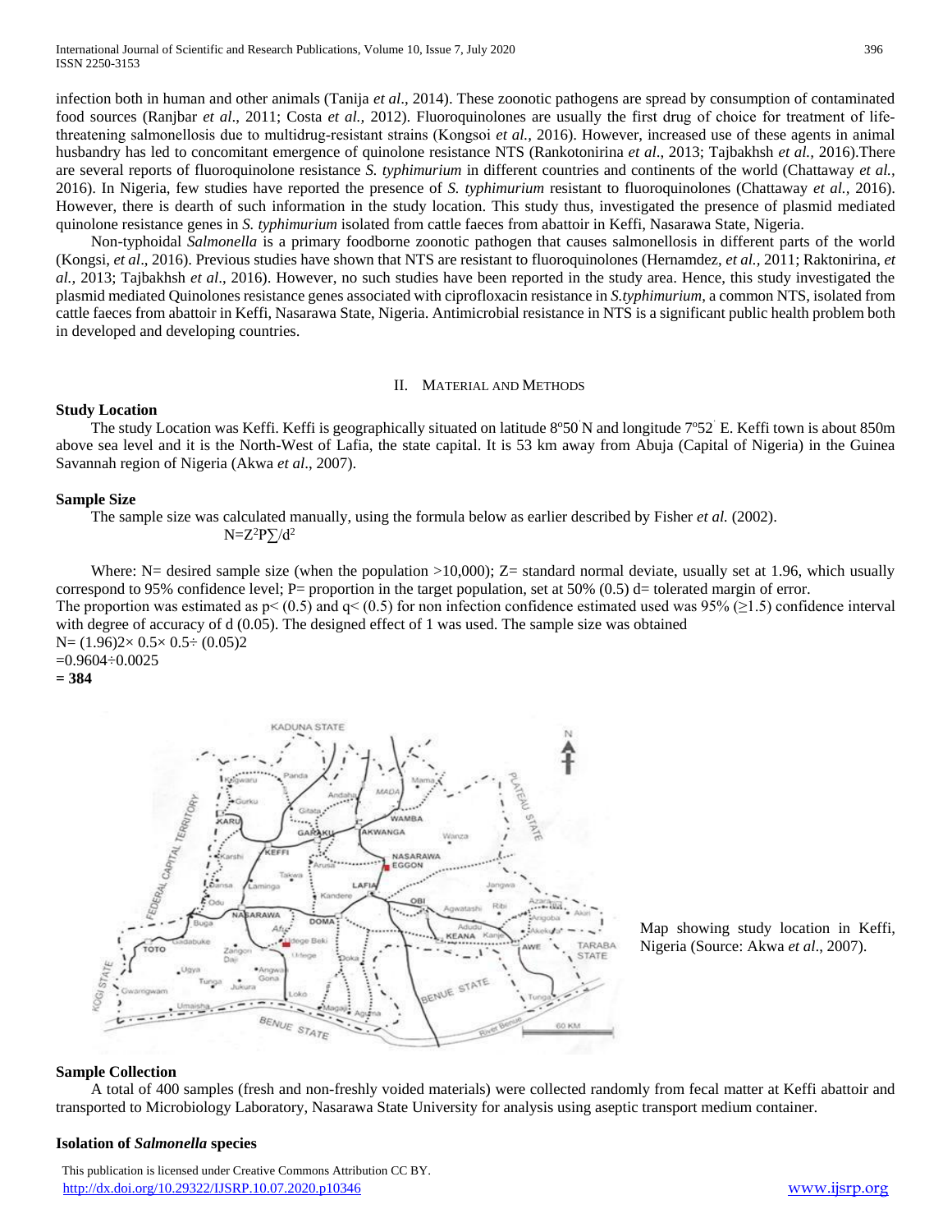infection both in human and other animals (Tanija *et al*., 2014). These zoonotic pathogens are spread by consumption of contaminated food sources (Ranjbar *et al*., 2011; Costa *et al.,* 2012). Fluoroquinolones are usually the first drug of choice for treatment of life-threatening salmonellosis due to multidrug-resistant strains (Kongsoi *et al.,* 2016). However, increased use of these agents in animal husbandry has led to concomitant emergence of quinolone resistance NTS (Rankotonirina *et al*., 2013; Tajbakhsh *et al.,* 2016).There are several reports of fluoroquinolone resistance *S. typhimurium* in different countries and continents of the world (Chattaway *et al.,* 2016). In Nigeria, few studies have reported the presence of *S. typhimurium* resistant to fluoroquinolones (Chattaway *et al.,* 2016). However, there is dearth of such information in the study location. This study thus, investigated the presence of plasmid mediated quinolone resistance genes in *S. typhimurium* isolated from cattle faeces from abattoir in Keffi, Nasarawa State, Nigeria.

Non-typhoidal *Salmonella* is a primary foodborne zoonotic pathogen that causes salmonellosis in different parts of the world (Kongsi, *et al*., 2016). Previous studies have shown that NTS are resistant to fluoroquinolones (Hernamdez, *et al.,* 2011; Raktonirina, *et al.,* 2013; Tajbakhsh *et al*., 2016). However, no such studies have been reported in the study area. Hence, this study investigated the plasmid mediated Quinolones resistance genes associated with ciprofloxacin resistance in *S.typhimurium*, a common NTS, isolated from cattle faeces from abattoir in Keffi, Nasarawa State, Nigeria. Antimicrobial resistance in NTS is a significant public health problem both in developed and developing countries.

## II. Material and Methods

### Study Location

The study Location was Keffi. Keffi is geographically situated on latitude 8°50' N and longitude 7°52' E. Keffi town is about 850m above sea level and it is the North-West of Lafia, the state capital. It is 53 km away from Abuja (Capital of Nigeria) in the Guinea Savannah region of Nigeria (Akwa *et al*., 2007).

### Sample Size

The sample size was calculated manually, using the formula below as earlier described by Fisher *et al.* (2002).

$$N=Z^2P\sum/d^2$$

Where: N= desired sample size (when the population >10,000); Z= standard normal deviate, usually set at 1.96, which usually correspond to 95% confidence level; P= proportion in the target population, set at 50% (0.5) d= tolerated margin of error.
The proportion was estimated as p< (0.5) and q< (0.5) for non infection confidence estimated used was 95% (≥1.5) confidence interval with degree of accuracy of d (0.05). The designed effect of 1 was used. The sample size was obtained

N= (1.96)2× 0.5× 0.5÷ (0.05)2
=0.9604÷0.0025
**= 384**

Map showing study location in Keffi, Nigeria (Source: Akwa *et al*., 2007).

### Sample Collection

A total of 400 samples (fresh and non-freshly voided materials) were collected randomly from fecal matter at Keffi abattoir and transported to Microbiology Laboratory, Nasarawa State University for analysis using aseptic transport medium container.

### Isolation of *Salmonella* species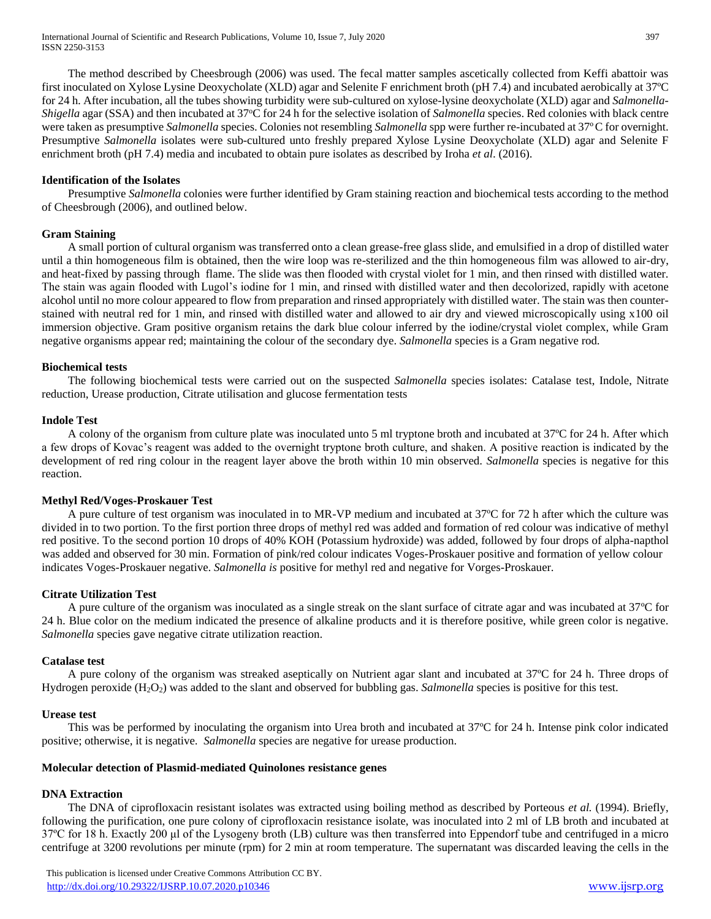The method described by Cheesbrough (2006) was used. The fecal matter samples ascetically collected from Keffi abattoir was first inoculated on Xylose Lysine Deoxycholate (XLD) agar and Selenite F enrichment broth (pH 7.4) and incubated aerobically at 37ºC for 24 h. After incubation, all the tubes showing turbidity were sub-cultured on xylose-lysine deoxycholate (XLD) agar and *Salmonella-Shigella* agar (SSA) and then incubated at 37ºC for 24 h for the selective isolation of *Salmonella* species. Red colonies with black centre were taken as presumptive *Salmonella* species. Colonies not resembling *Salmonella* spp were further re-incubated at 37º C for overnight. Presumptive *Salmonella* isolates were sub-cultured unto freshly prepared Xylose Lysine Deoxycholate (XLD) agar and Selenite F enrichment broth (pH 7.4) media and incubated to obtain pure isolates as described by Iroha *et al*. (2016).

### Identification of the Isolates

Presumptive *Salmonella* colonies were further identified by Gram staining reaction and biochemical tests according to the method of Cheesbrough (2006), and outlined below.

### Gram Staining

A small portion of cultural organism was transferred onto a clean grease-free glass slide, and emulsified in a drop of distilled water until a thin homogeneous film is obtained, then the wire loop was re-sterilized and the thin homogeneous film was allowed to air-dry, and heat-fixed by passing through flame. The slide was then flooded with crystal violet for 1 min, and then rinsed with distilled water. The stain was again flooded with Lugol's iodine for 1 min, and rinsed with distilled water and then decolorized, rapidly with acetone alcohol until no more colour appeared to flow from preparation and rinsed appropriately with distilled water. The stain was then counter-stained with neutral red for 1 min, and rinsed with distilled water and allowed to air dry and viewed microscopically using x100 oil immersion objective. Gram positive organism retains the dark blue colour inferred by the iodine/crystal violet complex, while Gram negative organisms appear red; maintaining the colour of the secondary dye. *Salmonella* species is a Gram negative rod.

### Biochemical tests

The following biochemical tests were carried out on the suspected *Salmonella* species isolates: Catalase test, Indole, Nitrate reduction, Urease production, Citrate utilisation and glucose fermentation tests

### Indole Test

A colony of the organism from culture plate was inoculated unto 5 ml tryptone broth and incubated at 37ºC for 24 h. After which a few drops of Kovac's reagent was added to the overnight tryptone broth culture, and shaken. A positive reaction is indicated by the development of red ring colour in the reagent layer above the broth within 10 min observed. *Salmonella* species is negative for this reaction.

### Methyl Red/Voges-Proskauer Test

A pure culture of test organism was inoculated in to MR-VP medium and incubated at 37ºC for 72 h after which the culture was divided in to two portion. To the first portion three drops of methyl red was added and formation of red colour was indicative of methyl red positive. To the second portion 10 drops of 40% KOH (Potassium hydroxide) was added, followed by four drops of alpha-napthol was added and observed for 30 min. Formation of pink/red colour indicates Voges-Proskauer positive and formation of yellow colour indicates Voges-Proskauer negative. *Salmonella is* positive for methyl red and negative for Vorges-Proskauer.

### Citrate Utilization Test

A pure culture of the organism was inoculated as a single streak on the slant surface of citrate agar and was incubated at 37ºC for 24 h. Blue color on the medium indicated the presence of alkaline products and it is therefore positive, while green color is negative. *Salmonella* species gave negative citrate utilization reaction.

### Catalase test

A pure colony of the organism was streaked aseptically on Nutrient agar slant and incubated at 37ºC for 24 h. Three drops of Hydrogen peroxide ($H_2O_2$) was added to the slant and observed for bubbling gas. *Salmonella* species is positive for this test.

### Urease test

This was be performed by inoculating the organism into Urea broth and incubated at 37ºC for 24 h. Intense pink color indicated positive; otherwise, it is negative. *Salmonella* species are negative for urease production.

### Molecular detection of Plasmid-mediated Quinolones resistance genes

### DNA Extraction

The DNA of ciprofloxacin resistant isolates was extracted using boiling method as described by Porteous *et al.* (1994). Briefly, following the purification, one pure colony of ciprofloxacin resistance isolate, was inoculated into 2 ml of LB broth and incubated at 37ºC for 18 h. Exactly 200 µl of the Lysogeny broth (LB) culture was then transferred into Eppendorf tube and centrifuged in a micro centrifuge at 3200 revolutions per minute (rpm) for 2 min at room temperature. The supernatant was discarded leaving the cells in the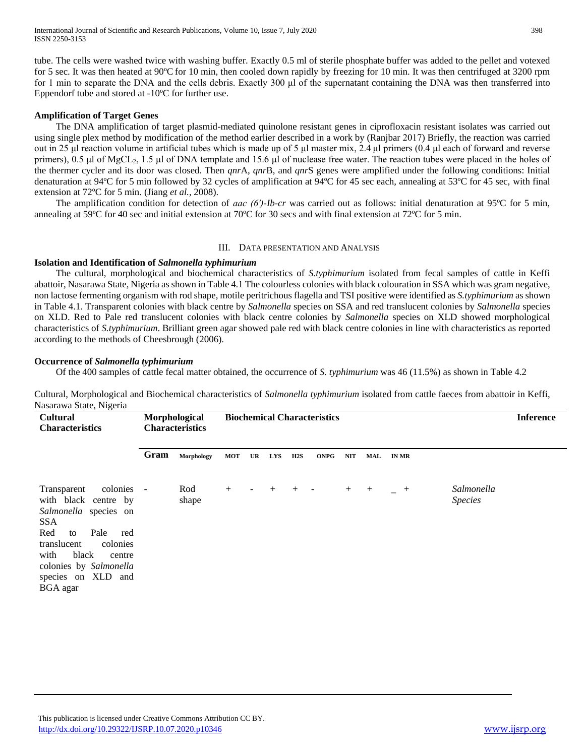tube. The cells were washed twice with washing buffer. Exactly 0.5 ml of sterile phosphate buffer was added to the pellet and votexed for 5 sec. It was then heated at 90ºC for 10 min, then cooled down rapidly by freezing for 10 min. It was then centrifuged at 3200 rpm for 1 min to separate the DNA and the cells debris. Exactly 300 µl of the supernatant containing the DNA was then transferred into Eppendorf tube and stored at -10ºC for further use.

**Amplification of Target Genes**

The DNA amplification of target plasmid-mediated quinolone resistant genes in ciprofloxacin resistant isolates was carried out using single plex method by modification of the method earlier described in a work by (Ranjbar 2017) Briefly, the reaction was carried out in 25 µl reaction volume in artificial tubes which is made up of 5 µl master mix, 2.4 µl primers (0.4 µl each of forward and reverse primers), 0.5 µl of $MgCL_2$, 1.5 µl of DNA template and 15.6 µl of nuclease free water. The reaction tubes were placed in the holes of the thermer cycler and its door was closed. Then *qnr*A, *qnr*B, and *qnr*S genes were amplified under the following conditions: Initial denaturation at 94ºC for 5 min followed by 32 cycles of amplification at 94ºC for 45 sec each, annealing at 53ºC for 45 sec, with final extension at 72ºC for 5 min. (Jiang *et al.,* 2008).

The amplification condition for detection of *aac (6')-Ib-cr* was carried out as follows: initial denaturation at 95ºC for 5 min, annealing at 59ºC for 40 sec and initial extension at 70ºC for 30 secs and with final extension at 72ºC for 5 min.

## III. Data Presentation and Analysis

**Isolation and Identification of *Salmonella typhimurium***

The cultural, morphological and biochemical characteristics of *S.typhimurium* isolated from fecal samples of cattle in Keffi abattoir, Nasarawa State, Nigeria as shown in Table 4.1 The colourless colonies with black colouration in SSA which was gram negative, non lactose fermenting organism with rod shape, motile peritrichous flagella and TSI positive were identified as *S.typhimurium* as shown in Table 4.1. Transparent colonies with black centre by *Salmonella* species on SSA and red translucent colonies by *Salmonella* species on XLD. Red to Pale red translucent colonies with black centre colonies by *Salmonella* species on XLD showed morphological characteristics of *S.typhimurium*. Brilliant green agar showed pale red with black centre colonies in line with characteristics as reported according to the methods of Cheesbrough (2006).

**Occurrence of *Salmonella typhimurium***

Of the 400 samples of cattle fecal matter obtained, the occurrence of *S. typhimurium* was 46 (11.5%) as shown in Table 4.2

Cultural, Morphological and Biochemical characteristics of *Salmonella typhimurium* isolated from cattle faeces from abattoir in Keffi, Nasarawa State, Nigeria

| Cultural Characteristics | Morphological Characteristics | | Biochemical Characteristics | | | | | | | | | Inference |
|---|---|---|---|---|---|---|---|---|---|---|---|---|
| | Gram | Morphology | MOT | UR | LYS | H2S | ONPG | NIT | MAL | IN | MR | |
| Transparent colonies with black centre by *Salmonella* species on SSA<br>Red to Pale red translucent colonies with black centre colonies by *Salmonella* species on XLD and BGA agar | - | Rod shape | + | - | + | + | - | + | + | _ | + | *Salmonella Species* |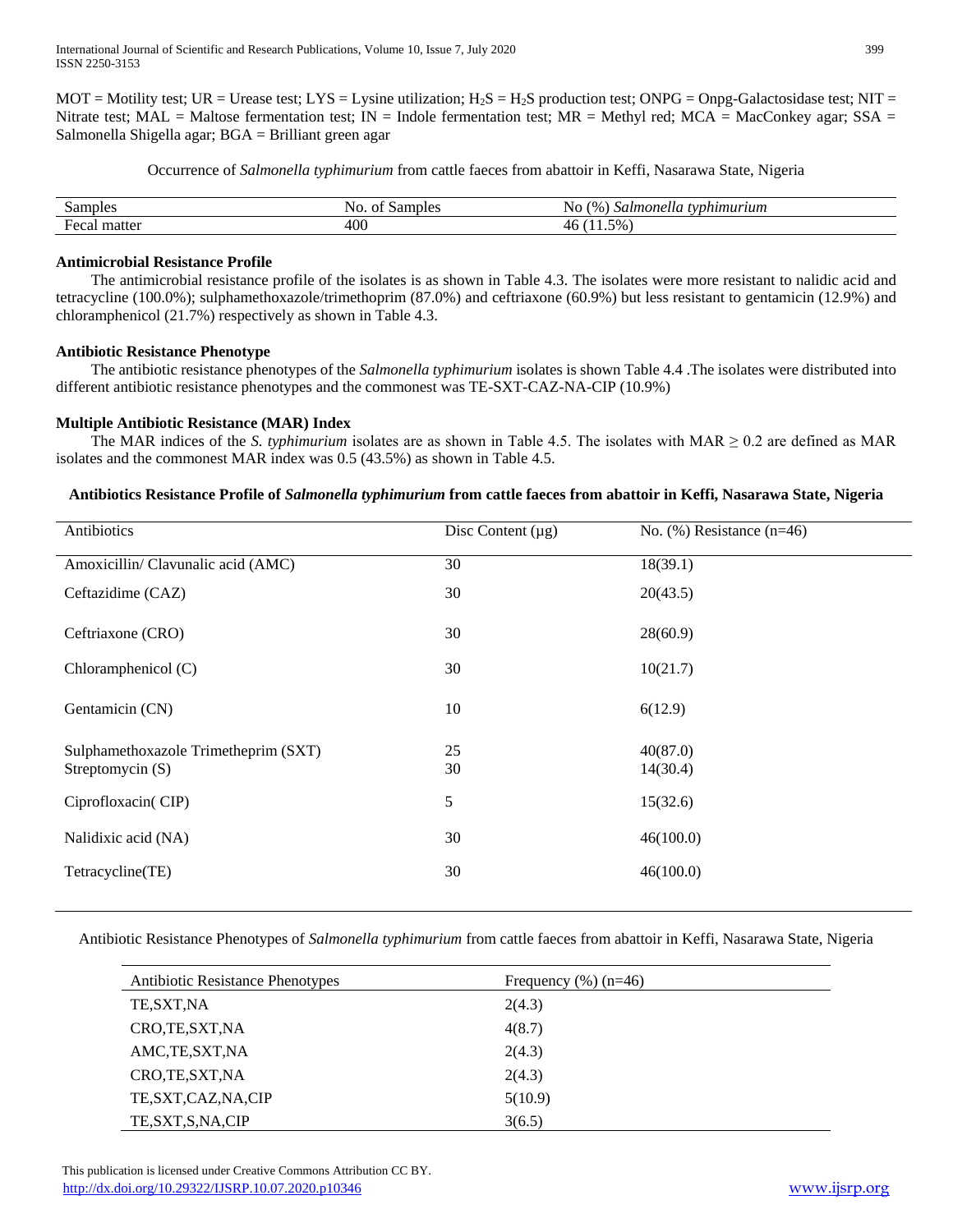MOT = Motility test; UR = Urease test; LYS = Lysine utilization; $H_2S$ = $H_2S$ production test; ONPG = Onpg-Galactosidase test; NIT = Nitrate test; MAL = Maltose fermentation test; IN = Indole fermentation test; MR = Methyl red; MCA = MacConkey agar; SSA = Salmonella Shigella agar; BGA = Brilliant green agar

Occurrence of *Salmonella typhimurium* from cattle faeces from abattoir in Keffi, Nasarawa State, Nigeria

| Samples | No. of Samples | No (%) *Salmonella typhimurium* |
|---|---|---|
| Fecal matter | 400 | 46 (11.5%) |

**Antimicrobial Resistance Profile**

The antimicrobial resistance profile of the isolates is as shown in Table 4.3. The isolates were more resistant to nalidic acid and tetracycline (100.0%); sulphamethoxazole/trimethoprim (87.0%) and ceftriaxone (60.9%) but less resistant to gentamicin (12.9%) and chloramphenicol (21.7%) respectively as shown in Table 4.3.

**Antibiotic Resistance Phenotype**

The antibiotic resistance phenotypes of the *Salmonella typhimurium* isolates is shown Table 4.4 .The isolates were distributed into different antibiotic resistance phenotypes and the commonest was TE-SXT-CAZ-NA-CIP (10.9%)

**Multiple Antibiotic Resistance (MAR) Index**

The MAR indices of the *S. typhimurium* isolates are as shown in Table 4.5. The isolates with MAR $\geq$ 0.2 are defined as MAR isolates and the commonest MAR index was 0.5 (43.5%) as shown in Table 4.5.

**Antibiotics Resistance Profile of *Salmonella typhimurium* from cattle faeces from abattoir in Keffi, Nasarawa State, Nigeria**

| Antibiotics | Disc Content (µg) | No. (%) Resistance (n=46) |
|---|---|---|
| Amoxicillin/ Clavunalic acid (AMC) | 30 | 18(39.1) |
| Ceftazidime (CAZ) | 30 | 20(43.5) |
| Ceftriaxone (CRO) | 30 | 28(60.9) |
| Chloramphenicol (C) | 30 | 10(21.7) |
| Gentamicin (CN) | 10 | 6(12.9) |
| Sulphamethoxazole Trimetheprim (SXT) | 25 | 40(87.0) |
| Streptomycin (S) | 30 | 14(30.4) |
| Ciprofloxacin( CIP) | 5 | 15(32.6) |
| Nalidixic acid (NA) | 30 | 46(100.0) |
| Tetracycline(TE) | 30 | 46(100.0) |

Antibiotic Resistance Phenotypes of *Salmonella typhimurium* from cattle faeces from abattoir in Keffi, Nasarawa State, Nigeria

| Antibiotic Resistance Phenotypes | Frequency (%) (n=46) |
|---|---|
| TE,SXT,NA | 2(4.3) |
| CRO,TE,SXT,NA | 4(8.7) |
| AMC,TE,SXT,NA | 2(4.3) |
| CRO,TE,SXT,NA | 2(4.3) |
| TE,SXT,CAZ,NA,CIP | 5(10.9) |
| TE,SXT,S,NA,CIP | 3(6.5) |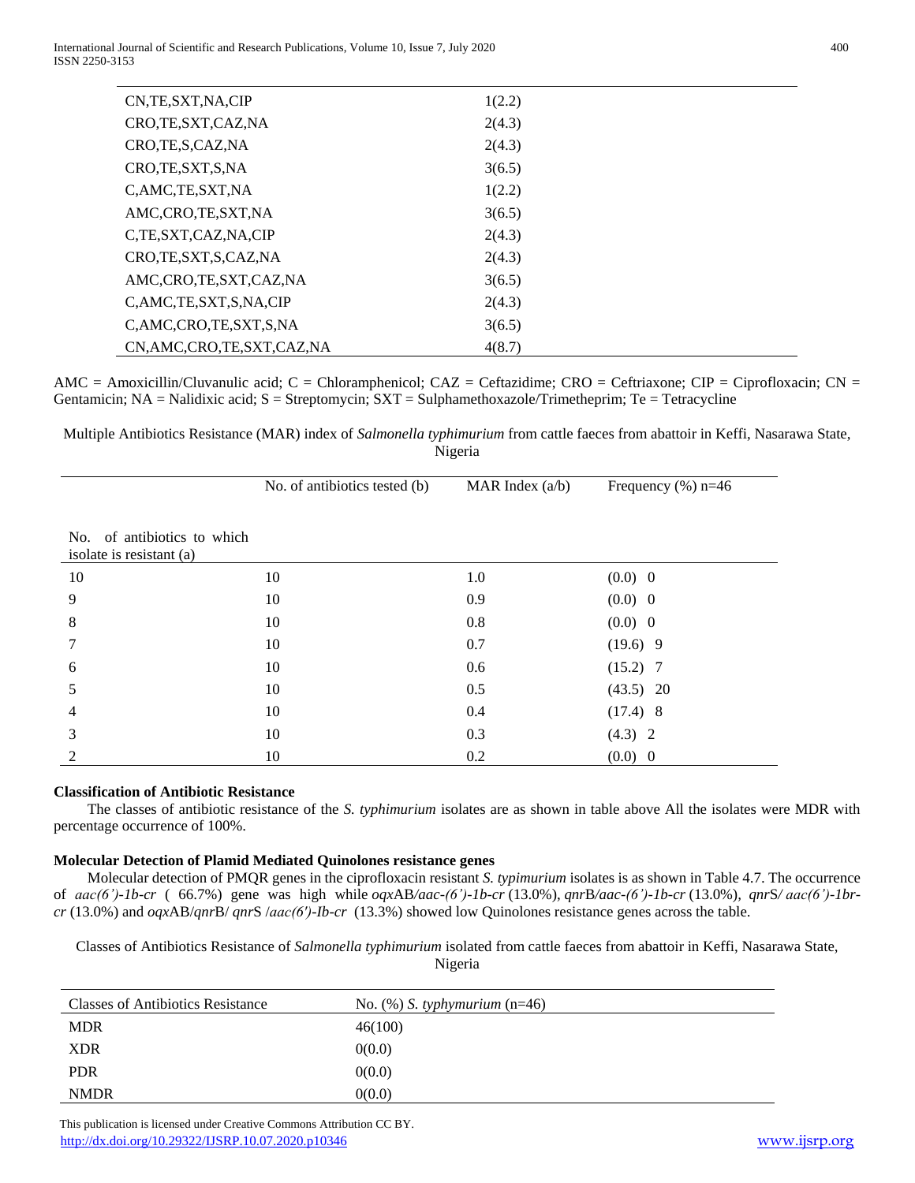| | |
|---|---|
| CN,TE,SXT,NA,CIP | 1(2.2) |
| CRO,TE,SXT,CAZ,NA | 2(4.3) |
| CRO,TE,S,CAZ,NA | 2(4.3) |
| CRO,TE,SXT,S,NA | 3(6.5) |
| C,AMC,TE,SXT,NA | 1(2.2) |
| AMC,CRO,TE,SXT,NA | 3(6.5) |
| C,TE,SXT,CAZ,NA,CIP | 2(4.3) |
| CRO,TE,SXT,S,CAZ,NA | 2(4.3) |
| AMC,CRO,TE,SXT,CAZ,NA | 3(6.5) |
| C,AMC,TE,SXT,S,NA,CIP | 2(4.3) |
| C,AMC,CRO,TE,SXT,S,NA | 3(6.5) |
| CN,AMC,CRO,TE,SXT,CAZ,NA | 4(8.7) |

AMC = Amoxicillin/Cluvanulic acid; C = Chloramphenicol; CAZ = Ceftazidime; CRO = Ceftriaxone; CIP = Ciprofloxacin; CN = Gentamicin; NA = Nalidixic acid; S = Streptomycin; SXT = Sulphamethoxazole/Trimetheprim; Te = Tetracycline

Multiple Antibiotics Resistance (MAR) index of *Salmonella typhimurium* from cattle faeces from abattoir in Keffi, Nasarawa State, Nigeria

| No. of antibiotics to which isolate is resistant (a) | No. of antibiotics tested (b) | MAR Index (a/b) | Frequency (%) n=46 |
|---|---|---|---|
| 10 | 10 | 1.0 | (0.0) 0 |
| 9 | 10 | 0.9 | (0.0) 0 |
| 8 | 10 | 0.8 | (0.0) 0 |
| 7 | 10 | 0.7 | (19.6) 9 |
| 6 | 10 | 0.6 | (15.2) 7 |
| 5 | 10 | 0.5 | (43.5) 20 |
| 4 | 10 | 0.4 | (17.4) 8 |
| 3 | 10 | 0.3 | (4.3) 2 |
| 2 | 10 | 0.2 | (0.0) 0 |

**Classification of Antibiotic Resistance**

The classes of antibiotic resistance of the *S. typhimurium* isolates are as shown in table above All the isolates were MDR with percentage occurrence of 100%.

**Molecular Detection of Plamid Mediated Quinolones resistance genes**

Molecular detection of PMQR genes in the ciprofloxacin resistant *S. typimurium* isolates is as shown in Table 4.7. The occurrence of *aac(6')-1b-cr* ( 66.7%) gene was high while *oqx*AB/*aac-(6')-1b-cr* (13.0%), *qnr*B/*aac-(6')-1b-cr* (13.0%), *qnr*S/ *aac(6')-1br-cr* (13.0%) and *oqx*AB/*qnr*B/ *qnr*S /*aac(6')-Ib-cr* (13.3%) showed low Quinolones resistance genes across the table.

Classes of Antibiotics Resistance of *Salmonella typhimurium* isolated from cattle faeces from abattoir in Keffi, Nasarawa State, Nigeria

| Classes of Antibiotics Resistance | No. (%) *S. typhymurium* (n=46) |
|---|---|
| MDR | 46(100) |
| XDR | 0(0.0) |
| PDR | 0(0.0) |
| NMDR | 0(0.0) |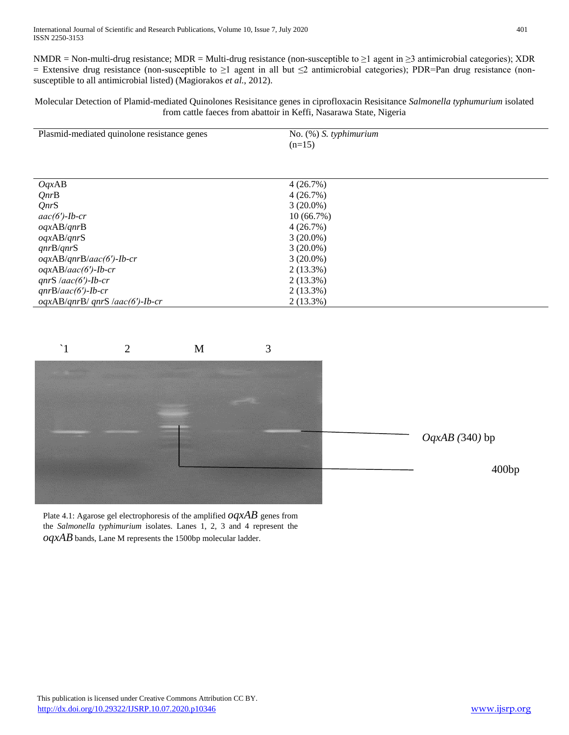NMDR = Non-multi-drug resistance; MDR = Multi-drug resistance (non-susceptible to ≥1 agent in ≥3 antimicrobial categories); XDR = Extensive drug resistance (non-susceptible to ≥1 agent in all but ≤2 antimicrobial categories); PDR=Pan drug resistance (non-susceptible to all antimicrobial listed) (Magiorakos *et al.*, 2012).

Molecular Detection of Plamid-mediated Quinolones Resisitance genes in ciprofloxacin Resisitance *Salmonella typhumurium* isolated from cattle faeces from abattoir in Keffi, Nasarawa State, Nigeria

| Plasmid-mediated quinolone resistance genes | No. (%) *S. typhimurium* (n=15) |
|---|---|
| *Oqx*AB | 4 (26.7%) |
| *Qnr*B | 4 (26.7%) |
| *Qnr*S | 3 (20.0%) |
| *aac(6')-Ib-cr* | 10 (66.7%) |
| *oqx*AB/*qnr*B | 4 (26.7%) |
| *oqx*AB/*qnr*S | 3 (20.0%) |
| *qnr*B/*qnr*S | 3 (20.0%) |
| *oqx*AB/*qnr*B/*aac(6')-Ib-cr* | 3 (20.0%) |
| *oqx*AB/*aac(6')-Ib-cr* | 2 (13.3%) |
| *qnr*S /*aac(6')-Ib-cr* | 2 (13.3%) |
| *qnr*B/*aac(6')-Ib-cr* | 2 (13.3%) |
| *oqx*AB/*qnr*B/ *qnr*S /*aac(6')-Ib-cr* | 2 (13.3%) |

`1 2 M 3

*OqxAB (*340*)* bp

400bp

Plate 4.1: Agarose gel electrophoresis of the amplified *oqxAB* genes from the *Salmonella typhimurium* isolates. Lanes 1, 2, 3 and 4 represent the *oqxAB* bands, Lane M represents the 1500bp molecular ladder.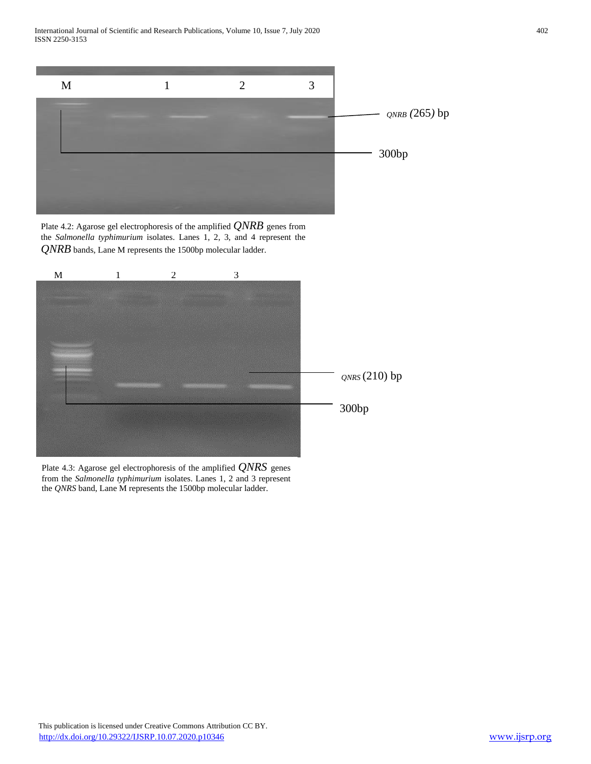Plate 4.2: Agarose gel electrophoresis of the amplified *QNRB* genes from the *Salmonella typhimurium* isolates. Lanes 1, 2, 3, and 4 represent the *QNRB* bands, Lane M represents the 1500bp molecular ladder.

Plate 4.3: Agarose gel electrophoresis of the amplified *QNRS* genes from the *Salmonella typhimurium* isolates. Lanes 1, 2 and 3 represent the *QNRS* band, Lane M represents the 1500bp molecular ladder.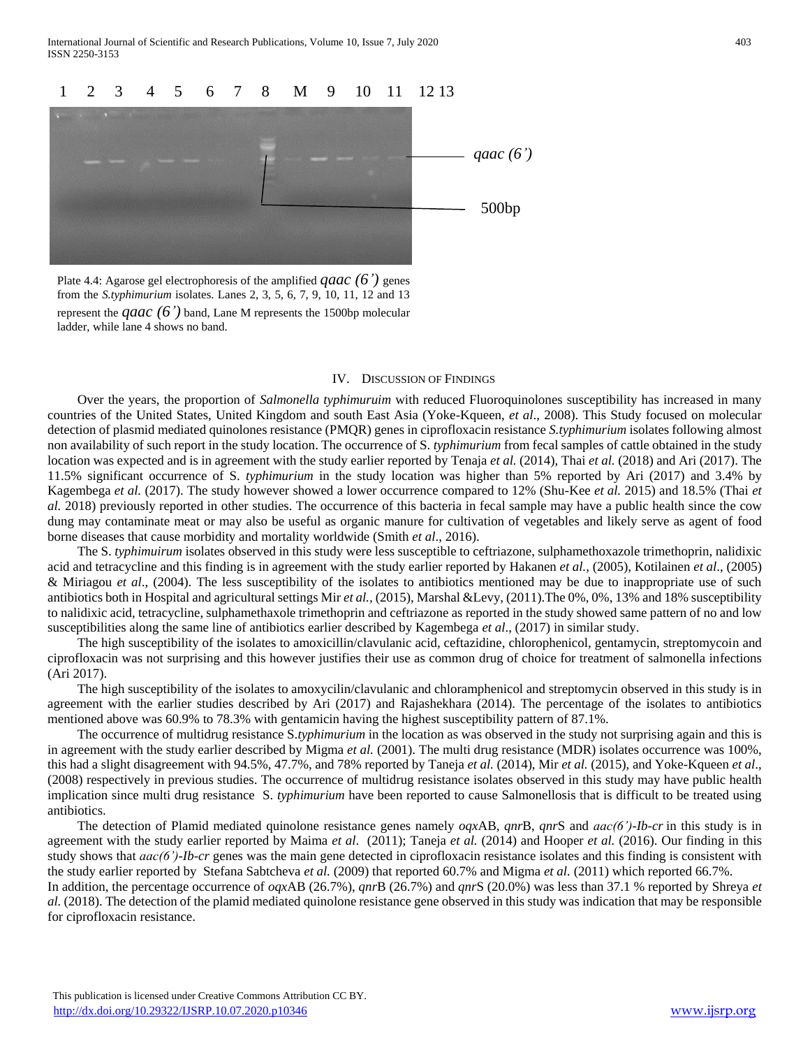1 2 3 4 5 6 7 8 M 9 10 11 12 13

*qaac (6')*

500bp

Plate 4.4: Agarose gel electrophoresis of the amplified *qaac (6')* genes from the *S.typhimurium* isolates. Lanes 2, 3, 5, 6, 7, 9, 10, 11, 12 and 13 represent the *qaac (6')* band, Lane M represents the 1500bp molecular ladder, while lane 4 shows no band.

## IV. Discussion of Findings

Over the years, the proportion of *Salmonella typhimuruim* with reduced Fluoroquinolones susceptibility has increased in many countries of the United States, United Kingdom and south East Asia (Yoke-Kqueen, *et al*., 2008). This Study focused on molecular detection of plasmid mediated quinolones resistance (PMQR) genes in ciprofloxacin resistance *S.typhimurium* isolates following almost non availability of such report in the study location. The occurrence of S. *typhimurium* from fecal samples of cattle obtained in the study location was expected and is in agreement with the study earlier reported by Tenaja *et al.* (2014), Thai *et al.* (2018) and Ari (2017). The 11.5% significant occurrence of S. *typhimurium* in the study location was higher than 5% reported by Ari (2017) and 3.4% by Kagembega *et al.* (2017). The study however showed a lower occurrence compared to 12% (Shu-Kee *et al.* 2015) and 18.5% (Thai *et al.* 2018) previously reported in other studies. The occurrence of this bacteria in fecal sample may have a public health since the cow dung may contaminate meat or may also be useful as organic manure for cultivation of vegetables and likely serve as agent of food borne diseases that cause morbidity and mortality worldwide (Smith *et al*., 2016).

The S. *typhimuirum* isolates observed in this study were less susceptible to ceftriazone, sulphamethoxazole trimethoprin, nalidixic acid and tetracycline and this finding is in agreement with the study earlier reported by Hakanen *et al.,* (2005), Kotilainen *et al*., (2005) & Miriagou *et al*., (2004). The less susceptibility of the isolates to antibiotics mentioned may be due to inappropriate use of such antibiotics both in Hospital and agricultural settings Mir *et al.,* (2015), Marshal &Levy, (2011).The 0%, 0%, 13% and 18% susceptibility to nalidixic acid, tetracycline, sulphamethaxole trimethoprin and ceftriazone as reported in the study showed same pattern of no and low susceptibilities along the same line of antibiotics earlier described by Kagembega *et al*., (2017) in similar study.

The high susceptibility of the isolates to amoxicillin/clavulanic acid, ceftazidine, chlorophenicol, gentamycin, streptomycoin and ciprofloxacin was not surprising and this however justifies their use as common drug of choice for treatment of salmonella infections (Ari 2017).

The high susceptibility of the isolates to amoxycilin/clavulanic and chloramphenicol and streptomycin observed in this study is in agreement with the earlier studies described by Ari (2017) and Rajashekhara (2014). The percentage of the isolates to antibiotics mentioned above was 60.9% to 78.3% with gentamicin having the highest susceptibility pattern of 87.1%.

The occurrence of multidrug resistance S.*typhimurium* in the location as was observed in the study not surprising again and this is in agreement with the study earlier described by Migma *et al.* (2001). The multi drug resistance (MDR) isolates occurrence was 100%, this had a slight disagreement with 94.5%, 47.7%, and 78% reported by Taneja *et al.* (2014), Mir *et al.* (2015), and Yoke-Kqueen *et al*., (2008) respectively in previous studies. The occurrence of multidrug resistance isolates observed in this study may have public health implication since multi drug resistance S. *typhimurium* have been reported to cause Salmonellosis that is difficult to be treated using antibiotics.

The detection of Plamid mediated quinolone resistance genes namely *oqx*AB, *qnr*B, *qnr*S and *aac(6')-Ib-cr* in this study is in agreement with the study earlier reported by Maima *et al*. (2011); Taneja *et al.* (2014) and Hooper *et al.* (2016). Our finding in this study shows that *aac(6')-Ib-cr* genes was the main gene detected in ciprofloxacin resistance isolates and this finding is consistent with the study earlier reported by Stefana Sabtcheva *et al.* (2009) that reported 60.7% and Migma *et al.* (2011) which reported 66.7%.

In addition, the percentage occurrence of *oqx*AB (26.7%), *qnr*B (26.7%) and *qnr*S (20.0%) was less than 37.1 % reported by Shreya *et al.* (2018). The detection of the plamid mediated quinolone resistance gene observed in this study was indication that may be responsible for ciprofloxacin resistance.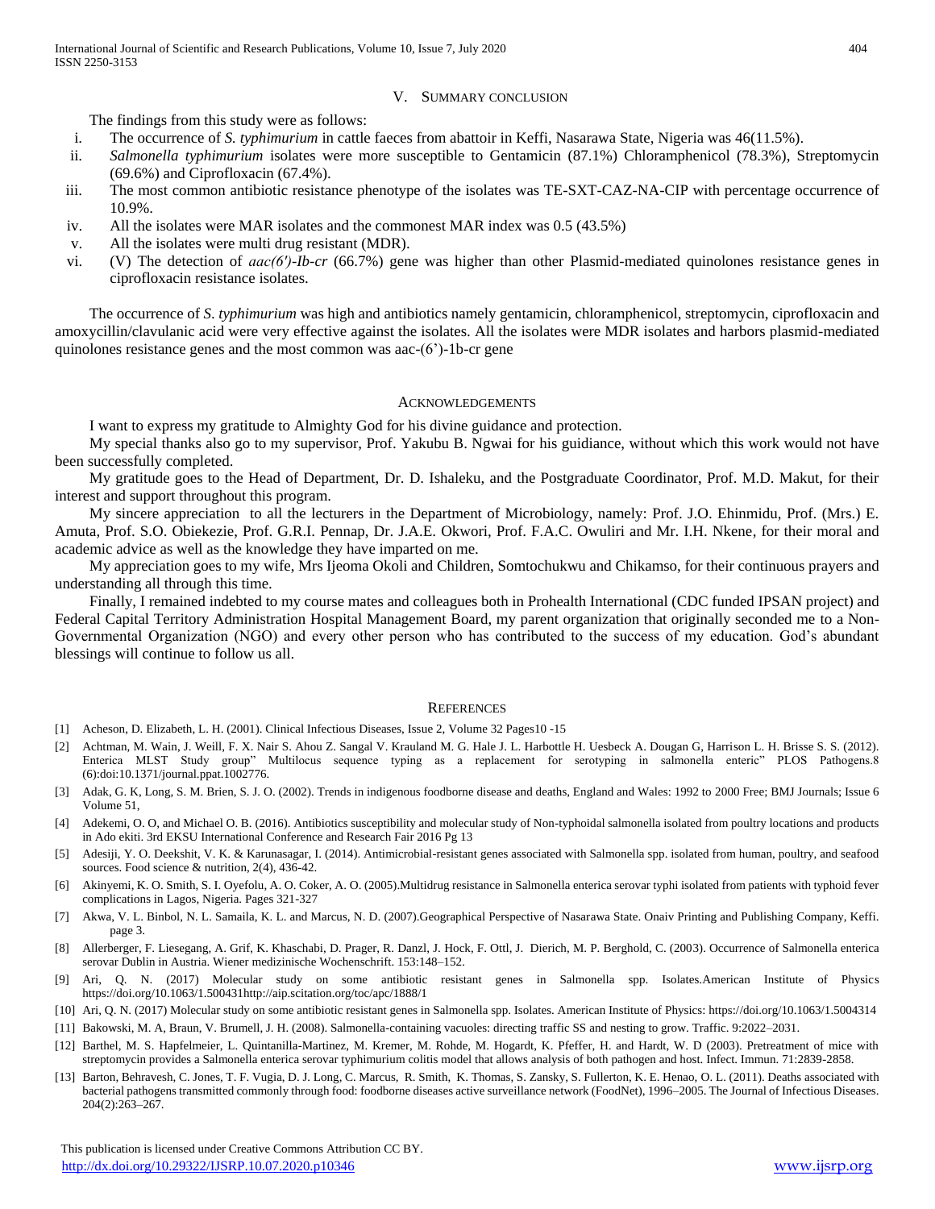## V. SUMMARY CONCLUSION

The findings from this study were as follows:

i. The occurrence of *S. typhimurium* in cattle faeces from abattoir in Keffi, Nasarawa State, Nigeria was 46(11.5%).
ii. *Salmonella typhimurium* isolates were more susceptible to Gentamicin (87.1%) Chloramphenicol (78.3%), Streptomycin (69.6%) and Ciprofloxacin (67.4%).
iii. The most common antibiotic resistance phenotype of the isolates was TE-SXT-CAZ-NA-CIP with percentage occurrence of 10.9%.
iv. All the isolates were MAR isolates and the commonest MAR index was 0.5 (43.5%)
v. All the isolates were multi drug resistant (MDR).
vi. (V) The detection of *aac(6')-Ib-cr* (66.7%) gene was higher than other Plasmid-mediated quinolones resistance genes in ciprofloxacin resistance isolates.

The occurrence of *S. typhimurium* was high and antibiotics namely gentamicin, chloramphenicol, streptomycin, ciprofloxacin and amoxycillin/clavulanic acid were very effective against the isolates. All the isolates were MDR isolates and harbors plasmid-mediated quinolones resistance genes and the most common was aac-(6')-1b-cr gene

## ACKNOWLEDGEMENTS

I want to express my gratitude to Almighty God for his divine guidance and protection.

My special thanks also go to my supervisor, Prof. Yakubu B. Ngwai for his guidiance, without which this work would not have been successfully completed.

My gratitude goes to the Head of Department, Dr. D. Ishaleku, and the Postgraduate Coordinator, Prof. M.D. Makut, for their interest and support throughout this program.

My sincere appreciation to all the lecturers in the Department of Microbiology, namely: Prof. J.O. Ehinmidu, Prof. (Mrs.) E. Amuta, Prof. S.O. Obiekezie, Prof. G.R.I. Pennap, Dr. J.A.E. Okwori, Prof. F.A.C. Owuliri and Mr. I.H. Nkene, for their moral and academic advice as well as the knowledge they have imparted on me.

My appreciation goes to my wife, Mrs Ijeoma Okoli and Children, Somtochukwu and Chikamso, for their continuous prayers and understanding all through this time.

Finally, I remained indebted to my course mates and colleagues both in Prohealth International (CDC funded IPSAN project) and Federal Capital Territory Administration Hospital Management Board, my parent organization that originally seconded me to a Non-Governmental Organization (NGO) and every other person who has contributed to the success of my education. God's abundant blessings will continue to follow us all.

## REFERENCES

[1] Acheson, D. Elizabeth, L. H. (2001). Clinical Infectious Diseases, Issue 2, Volume 32 Pages10 -15

[2] Achtman, M. Wain, J. Weill, F. X. Nair S. Ahou Z. Sangal V. Krauland M. G. Hale J. L. Harbottle H. Uesbeck A. Dougan G, Harrison L. H. Brisse S. S. (2012). Enterica MLST Study group" Multilocus sequence typing as a replacement for serotyping in salmonella enteric" PLOS Pathogens.8 (6):doi:10.1371/journal.ppat.1002776.

[3] Adak, G. K, Long, S. M. Brien, S. J. O. (2002). Trends in indigenous foodborne disease and deaths, England and Wales: 1992 to 2000 Free; BMJ Journals; Issue 6 Volume 51,

[4] Adekemi, O. O, and Michael O. B. (2016). Antibiotics susceptibility and molecular study of Non-typhoidal salmonella isolated from poultry locations and products in Ado ekiti. 3rd EKSU International Conference and Research Fair 2016 Pg 13

[5] Adesiji, Y. O. Deekshit, V. K. & Karunasagar, I. (2014). Antimicrobial-resistant genes associated with Salmonella spp. isolated from human, poultry, and seafood sources. Food science & nutrition, 2(4), 436-42.

[6] Akinyemi, K. O. Smith, S. I. Oyefolu, A. O. Coker, A. O. (2005).Multidrug resistance in Salmonella enterica serovar typhi isolated from patients with typhoid fever complications in Lagos, Nigeria. Pages 321-327

[7] Akwa, V. L. Binbol, N. L. Samaila, K. L. and Marcus, N. D. (2007).Geographical Perspective of Nasarawa State. Onaiv Printing and Publishing Company, Keffi. page 3.

[8] Allerberger, F. Liesegang, A. Grif, K. Khaschabi, D. Prager, R. Danzl, J. Hock, F. Ottl, J. Dierich, M. P. Berghold, C. (2003). Occurrence of Salmonella enterica serovar Dublin in Austria. Wiener medizinische Wochenschrift. 153:148–152.

[9] Ari, Q. N. (2017) Molecular study on some antibiotic resistant genes in Salmonella spp. Isolates.American Institute of Physics https://doi.org/10.1063/1.500431http://aip.scitation.org/toc/apc/1888/1

[10] Ari, Q. N. (2017) Molecular study on some antibiotic resistant genes in Salmonella spp. Isolates. American Institute of Physics: https://doi.org/10.1063/1.5004314

[11] Bakowski, M. A, Braun, V. Brumell, J. H. (2008). Salmonella-containing vacuoles: directing traffic SS and nesting to grow. Traffic. 9:2022–2031.

[12] Barthel, M. S. Hapfelmeier, L. Quintanilla-Martinez, M. Kremer, M. Rohde, M. Hogardt, K. Pfeffer, H. and Hardt, W. D (2003). Pretreatment of mice with streptomycin provides a Salmonella enterica serovar typhimurium colitis model that allows analysis of both pathogen and host. Infect. Immun. 71:2839-2858.

[13] Barton, Behravesh, C. Jones, T. F. Vugia, D. J. Long, C. Marcus, R. Smith, K. Thomas, S. Zansky, S. Fullerton, K. E. Henao, O. L. (2011). Deaths associated with bacterial pathogens transmitted commonly through food: foodborne diseases active surveillance network (FoodNet), 1996–2005. The Journal of Infectious Diseases. 204(2):263–267.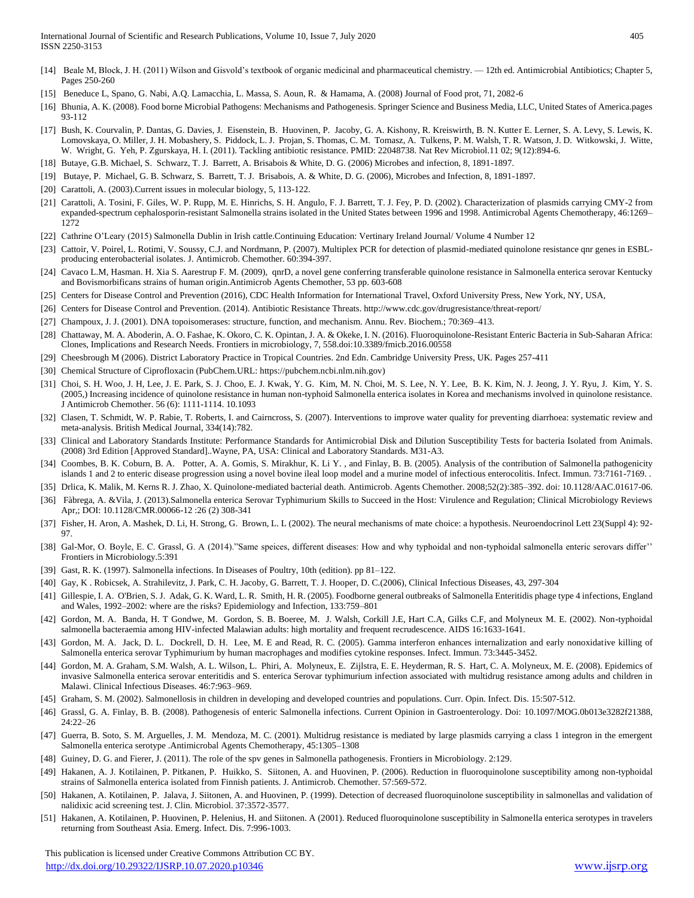[14] Beale M, Block, J. H. (2011) Wilson and Gisvold's textbook of organic medicinal and pharmaceutical chemistry. — 12th ed. Antimicrobial Antibiotics; Chapter 5, Pages 250-260

[15] Beneduce L, Spano, G. Nabi, A.Q. Lamacchia, L. Massa, S. Aoun, R. & Hamama, A. (2008) Journal of Food prot, 71, 2082-6

[16] Bhunia, A. K. (2008). Food borne Microbial Pathogens: Mechanisms and Pathogenesis. Springer Science and Business Media, LLC, United States of America.pages 93-112

[17] Bush, K. Courvalin, P. Dantas, G. Davies, J. Eisenstein, B. Huovinen, P. Jacoby, G. A. Kishony, R. Kreiswirth, B. N. Kutter E. Lerner, S. A. Levy, S. Lewis, K. Lomovskaya, O. Miller, J. H. Mobashery, S. Piddock, L. J. Projan, S. Thomas, C. M. Tomasz, A. Tulkens, P. M. Walsh, T. R. Watson, J. D. Witkowski, J. Witte, W. Wright, G. Yeh, P. Zgurskaya, H. I. (2011). Tackling antibiotic resistance. PMID: 22048738. Nat Rev Microbiol.11 02; 9(12):894-6.

[18] Butaye, G.B. Michael, S. Schwarz, T. J. Barrett, A. Brisabois & White, D. G. (2006) Microbes and infection, 8, 1891-1897.

[19] Butaye, P. Michael, G. B. Schwarz, S. Barrett, T. J. Brisabois, A. & White, D. G. (2006), Microbes and Infection, 8, 1891-1897.

[20] Carattoli, A. (2003).Current issues in molecular biology, 5, 113-122.

[21] Carattoli, A. Tosini, F. Giles, W. P. Rupp, M. E. Hinrichs, S. H. Angulo, F. J. Barrett, T. J. Fey, P. D. (2002). Characterization of plasmids carrying CMY-2 from expanded-spectrum cephalosporin-resistant Salmonella strains isolated in the United States between 1996 and 1998. Antimicrobal Agents Chemotherapy, 46:1269–1272

[22] Cathrine O'Leary (2015) Salmonella Dublin in Irish cattle.Continuing Education: Vertinary Ireland Journal/ Volume 4 Number 12

[23] Cattoir, V. Poirel, L. Rotimi, V. Soussy, C.J. and Nordmann, P. (2007). Multiplex PCR for detection of plasmid-mediated quinolone resistance qnr genes in ESBL-producing enterobacterial isolates. J. Antimicrob. Chemother. 60:394-397.

[24] Cavaco L.M, Hasman. H. Xia S. Aarestrup F. M. (2009), qnrD, a novel gene conferring transferable quinolone resistance in Salmonella enterica serovar Kentucky and Bovismorbificans strains of human origin.Antimicrob Agents Chemother, 53 pp. 603-608

[25] Centers for Disease Control and Prevention (2016), CDC Health Information for International Travel, Oxford University Press, New York, NY, USA,

[26] Centers for Disease Control and Prevention. (2014). Antibiotic Resistance Threats. http://www.cdc.gov/drugresistance/threat-report/

[27] Champoux, J. J. (2001). DNA topoisomerases: structure, function, and mechanism. Annu. Rev. Biochem.; 70:369–413.

[28] Chattaway, M. A. Aboderin, A. O. Fashae, K. Okoro, C. K. Opintan, J. A. & Okeke, I. N. (2016). Fluoroquinolone-Resistant Enteric Bacteria in Sub-Saharan Africa: Clones, Implications and Research Needs. Frontiers in microbiology, 7, 558.doi:10.3389/fmicb.2016.00558

[29] Cheesbrough M (2006). District Laboratory Practice in Tropical Countries. 2nd Edn. Cambridge University Press, UK. Pages 257-411

[30] Chemical Structure of Ciprofloxacin (PubChem.URL: https://pubchem.ncbi.nlm.nih.gov)

[31] Choi, S. H. Woo, J. H, Lee, J. E. Park, S. J. Choo, E. J. Kwak, Y. G. Kim, M. N. Choi, M. S. Lee, N. Y. Lee, B. K. Kim, N. J. Jeong, J. Y. Ryu, J. Kim, Y. S. (2005,) Increasing incidence of quinolone resistance in human non-typhoid Salmonella enterica isolates in Korea and mechanisms involved in quinolone resistance. J Antimicrob Chemother. 56 (6): 1111-1114. 10.1093

[32] Clasen, T. Schmidt, W. P. Rabie, T. Roberts, I. and Cairncross, S. (2007). Interventions to improve water quality for preventing diarrhoea: systematic review and meta-analysis. British Medical Journal, 334(14):782.

[33] Clinical and Laboratory Standards Institute: Performance Standards for Antimicrobial Disk and Dilution Susceptibility Tests for bacteria Isolated from Animals. (2008) 3rd Edition [Approved Standard]..Wayne, PA, USA: Clinical and Laboratory Standards. M31-A3.

[34] Coombes, B. K. Coburn, B. A. Potter, A. A. Gomis, S. Mirakhur, K. Li Y. , and Finlay, B. B. (2005). Analysis of the contribution of Salmonella pathogenicity islands 1 and 2 to enteric disease progression using a novel bovine ileal loop model and a murine model of infectious enterocolitis. Infect. Immun. 73:7161-7169. .

[35] Drlica, K. Malik, M. Kerns R. J. Zhao, X. Quinolone-mediated bacterial death. Antimicrob. Agents Chemother. 2008;52(2):385–392. doi: 10.1128/AAC.01617-06.

[36] Fàbrega, A. &Vila, J. (2013).Salmonella enterica Serovar Typhimurium Skills to Succeed in the Host: Virulence and Regulation; Clinical Microbiology Reviews Apr,; DOI: 10.1128/CMR.00066-12 :26 (2) 308-341

[37] Fisher, H. Aron, A. Mashek, D. Li, H. Strong, G. Brown, L. L (2002). The neural mechanisms of mate choice: a hypothesis. Neuroendocrinol Lett 23(Suppl 4): 92-97.

[38] Gal-Mor, O. Boyle, E. C. Grassl, G. A (2014)."Same speices, different diseases: How and why typhoidal and non-typhoidal salmonella enteric serovars differ'' Frontiers in Microbiology.5:391

[39] Gast, R. K. (1997). Salmonella infections. In Diseases of Poultry, 10th (edition). pp 81–122.

[40] Gay, K . Robicsek, A. Strahilevitz, J. Park, C. H. Jacoby, G. Barrett, T. J. Hooper, D. C.(2006), Clinical Infectious Diseases, 43, 297-304

[41] Gillespie, I. A. O'Brien, S. J. Adak, G. K. Ward, L. R. Smith, H. R. (2005). Foodborne general outbreaks of Salmonella Enteritidis phage type 4 infections, England and Wales, 1992–2002: where are the risks? Epidemiology and Infection, 133:759–801

[42] Gordon, M. A. Banda, H. T Gondwe, M. Gordon, S. B. Boeree, M. J. Walsh, Corkill J.E, Hart C.A, Gilks C.F, and Molyneux M. E. (2002). Non-typhoidal salmonella bacteraemia among HIV-infected Malawian adults: high mortality and frequent recrudescence. AIDS 16:1633-1641.

[43] Gordon, M. A. Jack, D. L. Dockrell, D. H. Lee, M. E and Read, R. C. (2005). Gamma interferon enhances internalization and early nonoxidative killing of Salmonella enterica serovar Typhimurium by human macrophages and modifies cytokine responses. Infect. Immun. 73:3445-3452.

[44] Gordon, M. A. Graham, S.M. Walsh, A. L. Wilson, L. Phiri, A. Molyneux, E. Zijlstra, E. E. Heyderman, R. S. Hart, C. A. Molyneux, M. E. (2008). Epidemics of invasive Salmonella enterica serovar enteritidis and S. enterica Serovar typhimurium infection associated with multidrug resistance among adults and children in Malawi. Clinical Infectious Diseases. 46:7:963–969.

[45] Graham, S. M. (2002). Salmonellosis in children in developing and developed countries and populations. Curr. Opin. Infect. Dis. 15:507-512.

[46] Grassl, G. A. Finlay, B. B. (2008). Pathogenesis of enteric Salmonella infections. Current Opinion in Gastroenterology. Doi: 10.1097/MOG.0b013e3282f21388, 24:22–26

[47] Guerra, B. Soto, S. M. Arguelles, J. M. Mendoza, M. C. (2001). Multidrug resistance is mediated by large plasmids carrying a class 1 integron in the emergent Salmonella enterica serotype .Antimicrobal Agents Chemotherapy, 45:1305–1308

[48] Guiney, D. G. and Fierer, J. (2011). The role of the spv genes in Salmonella pathogenesis. Frontiers in Microbiology. 2:129.

[49] Hakanen, A. J. Kotilainen, P. Pitkanen, P. Huikko, S. Siitonen, A. and Huovinen, P. (2006). Reduction in fluoroquinolone susceptibility among non-typhoidal strains of Salmonella enterica isolated from Finnish patients. J. Antimicrob. Chemother. 57:569-572.

[50] Hakanen, A. Kotilainen, P. Jalava, J. Siitonen, A. and Huovinen, P. (1999). Detection of decreased fluoroquinolone susceptibility in salmonellas and validation of nalidixic acid screening test. J. Clin. Microbiol. 37:3572-3577.

[51] Hakanen, A. Kotilainen, P. Huovinen, P. Helenius, H. and Siitonen. A (2001). Reduced fluoroquinolone susceptibility in Salmonella enterica serotypes in travelers returning from Southeast Asia. Emerg. Infect. Dis. 7:996-1003.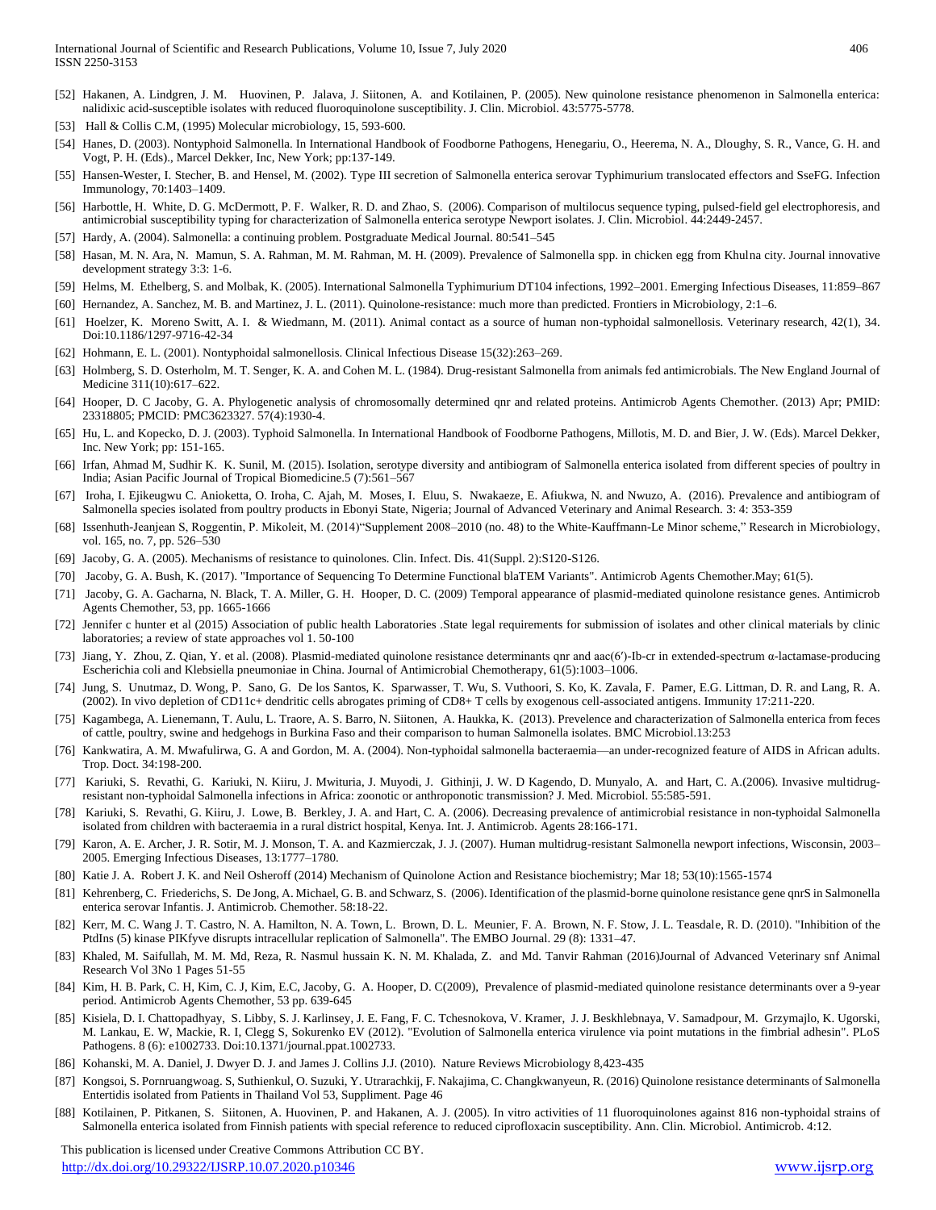[52] Hakanen, A. Lindgren, J. M. Huovinen, P. Jalava, J. Siitonen, A. and Kotilainen, P. (2005). New quinolone resistance phenomenon in Salmonella enterica: nalidixic acid-susceptible isolates with reduced fluoroquinolone susceptibility. J. Clin. Microbiol. 43:5775-5778.

[53] Hall & Collis C.M, (1995) Molecular microbiology, 15, 593-600.

[54] Hanes, D. (2003). Nontyphoid Salmonella. In International Handbook of Foodborne Pathogens, Henegariu, O., Heerema, N. A., Dloughy, S. R., Vance, G. H. and Vogt, P. H. (Eds)., Marcel Dekker, Inc, New York; pp:137-149.

[55] Hansen-Wester, I. Stecher, B. and Hensel, M. (2002). Type III secretion of Salmonella enterica serovar Typhimurium translocated effectors and SseFG. Infection Immunology, 70:1403–1409.

[56] Harbottle, H. White, D. G. McDermott, P. F. Walker, R. D. and Zhao, S. (2006). Comparison of multilocus sequence typing, pulsed-field gel electrophoresis, and antimicrobial susceptibility typing for characterization of Salmonella enterica serotype Newport isolates. J. Clin. Microbiol. 44:2449-2457.

[57] Hardy, A. (2004). Salmonella: a continuing problem. Postgraduate Medical Journal. 80:541–545

[58] Hasan, M. N. Ara, N. Mamun, S. A. Rahman, M. M. Rahman, M. H. (2009). Prevalence of Salmonella spp. in chicken egg from Khulna city. Journal innovative development strategy 3:3: 1-6.

[59] Helms, M. Ethelberg, S. and Molbak, K. (2005). International Salmonella Typhimurium DT104 infections, 1992–2001. Emerging Infectious Diseases, 11:859–867

[60] Hernandez, A. Sanchez, M. B. and Martinez, J. L. (2011). Quinolone-resistance: much more than predicted. Frontiers in Microbiology, 2:1–6.

[61] Hoelzer, K. Moreno Switt, A. I. & Wiedmann, M. (2011). Animal contact as a source of human non-typhoidal salmonellosis. Veterinary research, 42(1), 34. Doi:10.1186/1297-9716-42-34

[62] Hohmann, E. L. (2001). Nontyphoidal salmonellosis. Clinical Infectious Disease 15(32):263–269.

[63] Holmberg, S. D. Osterholm, M. T. Senger, K. A. and Cohen M. L. (1984). Drug-resistant Salmonella from animals fed antimicrobials. The New England Journal of Medicine 311(10):617–622.

[64] Hooper, D. C Jacoby, G. A. Phylogenetic analysis of chromosomally determined qnr and related proteins. Antimicrob Agents Chemother. (2013) Apr; PMID: 23318805; PMCID: PMC3623327. 57(4):1930-4.

[65] Hu, L. and Kopecko, D. J. (2003). Typhoid Salmonella. In International Handbook of Foodborne Pathogens, Millotis, M. D. and Bier, J. W. (Eds). Marcel Dekker, Inc. New York; pp: 151-165.

[66] Irfan, Ahmad M, Sudhir K. K. Sunil, M. (2015). Isolation, serotype diversity and antibiogram of Salmonella enterica isolated from different species of poultry in India; Asian Pacific Journal of Tropical Biomedicine.5 (7):561–567

[67] Iroha, I. Ejikeugwu C. Anioketta, O. Iroha, C. Ajah, M. Moses, I. Eluu, S. Nwakaeze, E. Afiukwa, N. and Nwuzo, A. (2016). Prevalence and antibiogram of Salmonella species isolated from poultry products in Ebonyi State, Nigeria; Journal of Advanced Veterinary and Animal Research. 3: 4: 353-359

[68] Issenhuth-Jeanjean S, Roggentin, P. Mikoleit, M. (2014)"Supplement 2008–2010 (no. 48) to the White-Kauffmann-Le Minor scheme," Research in Microbiology, vol. 165, no. 7, pp. 526–530

[69] Jacoby, G. A. (2005). Mechanisms of resistance to quinolones. Clin. Infect. Dis. 41(Suppl. 2):S120-S126.

[70] Jacoby, G. A. Bush, K. (2017). "Importance of Sequencing To Determine Functional blaTEM Variants". Antimicrob Agents Chemother.May; 61(5).

[71] Jacoby, G. A. Gacharna, N. Black, T. A. Miller, G. H. Hooper, D. C. (2009) Temporal appearance of plasmid-mediated quinolone resistance genes. Antimicrob Agents Chemother, 53, pp. 1665-1666

[72] Jennifer c hunter et al (2015) Association of public health Laboratories .State legal requirements for submission of isolates and other clinical materials by clinic laboratories; a review of state approaches vol 1. 50-100

[73] Jiang, Y. Zhou, Z. Qian, Y. et al. (2008). Plasmid-mediated quinolone resistance determinants qnr and aac(6′)-Ib-cr in extended-spectrum α-lactamase-producing Escherichia coli and Klebsiella pneumoniae in China. Journal of Antimicrobial Chemotherapy, 61(5):1003–1006.

[74] Jung, S. Unutmaz, D. Wong, P. Sano, G. De los Santos, K. Sparwasser, T. Wu, S. Vuthoori, S. Ko, K. Zavala, F. Pamer, E.G. Littman, D. R. and Lang, R. A. (2002). In vivo depletion of CD11c+ dendritic cells abrogates priming of CD8+ T cells by exogenous cell-associated antigens. Immunity 17:211-220.

[75] Kagambega, A. Lienemann, T. Aulu, L. Traore, A. S. Barro, N. Siitonen, A. Haukka, K. (2013). Prevelence and characterization of Salmonella enterica from feces of cattle, poultry, swine and hedgehogs in Burkina Faso and their comparison to human Salmonella isolates. BMC Microbiol.13:253

[76] Kankwatira, A. M. Mwafulirwa, G. A and Gordon, M. A. (2004). Non-typhoidal salmonella bacteraemia—an under-recognized feature of AIDS in African adults. Trop. Doct. 34:198-200.

[77] Kariuki, S. Revathi, G. Kariuki, N. Kiiru, J. Mwituria, J. Muyodi, J. Githinji, J. W. D Kagendo, D. Munyalo, A. and Hart, C. A.(2006). Invasive multidrug-resistant non-typhoidal Salmonella infections in Africa: zoonotic or anthroponotic transmission? J. Med. Microbiol. 55:585-591.

[78] Kariuki, S. Revathi, G. Kiiru, J. Lowe, B. Berkley, J. A. and Hart, C. A. (2006). Decreasing prevalence of antimicrobial resistance in non-typhoidal Salmonella isolated from children with bacteraemia in a rural district hospital, Kenya. Int. J. Antimicrob. Agents 28:166-171.

[79] Karon, A. E. Archer, J. R. Sotir, M. J. Monson, T. A. and Kazmierczak, J. J. (2007). Human multidrug-resistant Salmonella newport infections, Wisconsin, 2003–2005. Emerging Infectious Diseases, 13:1777–1780.

[80] Katie J. A. Robert J. K. and Neil Osheroff (2014) Mechanism of Quinolone Action and Resistance biochemistry; Mar 18; 53(10):1565-1574

[81] Kehrenberg, C. Friederichs, S. De Jong, A. Michael, G. B. and Schwarz, S. (2006). Identification of the plasmid-borne quinolone resistance gene qnrS in Salmonella enterica serovar Infantis. J. Antimicrob. Chemother. 58:18-22.

[82] Kerr, M. C. Wang J. T. Castro, N. A. Hamilton, N. A. Town, L. Brown, D. L. Meunier, F. A. Brown, N. F. Stow, J. L. Teasdale, R. D. (2010). "Inhibition of the PtdIns (5) kinase PIKfyve disrupts intracellular replication of Salmonella". The EMBO Journal. 29 (8): 1331–47.

[83] Khaled, M. M. Saifullah, M. M. Md, Reza, R. Nasmul hussain K. N. M. Khalada, Z. and Md. Tanvir Rahman (2016)Journal of Advanced Veterinary snf Animal Research Vol 3No 1 Pages 51-55

[84] Kim, H. B. Park, C. H, Kim, C. J, Kim, E.C, Jacoby, G. A. Hooper, D. C(2009), Prevalence of plasmid-mediated quinolone resistance determinants over a 9-year period. Antimicrob Agents Chemother, 53 pp. 639-645

[85] Kisiela, D. I. Chattopadhyay, S. Libby, S. J. Karlinsey, J. E. Fang, F. C. Tchesnokova, V. Kramer, J. J. Beskhlebnaya, V. Samadpour, M. Grzymajlo, K. Ugorski, M. Lankau, E. W, Mackie, R. I, Clegg S, Sokurenko EV (2012). "Evolution of Salmonella enterica virulence via point mutations in the fimbrial adhesin". PLoS Pathogens. 8 (6): e1002733. Doi:10.1371/journal.ppat.1002733.

[86] Kohanski, M. A. Daniel, J. Dwyer D. J. and James J. Collins J.J. (2010). Nature Reviews Microbiology 8,423-435

[87] Kongsoi, S. Pornruangwoag. S, Suthienkul, O. Suzuki, Y. Utrarachkij, F. Nakajima, C. Changkwanyeun, R. (2016) Quinolone resistance determinants of Salmonella Entertidis isolated from Patients in Thailand Vol 53, Suppliment. Page 46

[88] Kotilainen, P. Pitkanen, S. Siitonen, A. Huovinen, P. and Hakanen, A. J. (2005). In vitro activities of 11 fluoroquinolones against 816 non-typhoidal strains of Salmonella enterica isolated from Finnish patients with special reference to reduced ciprofloxacin susceptibility. Ann. Clin. Microbiol. Antimicrob. 4:12.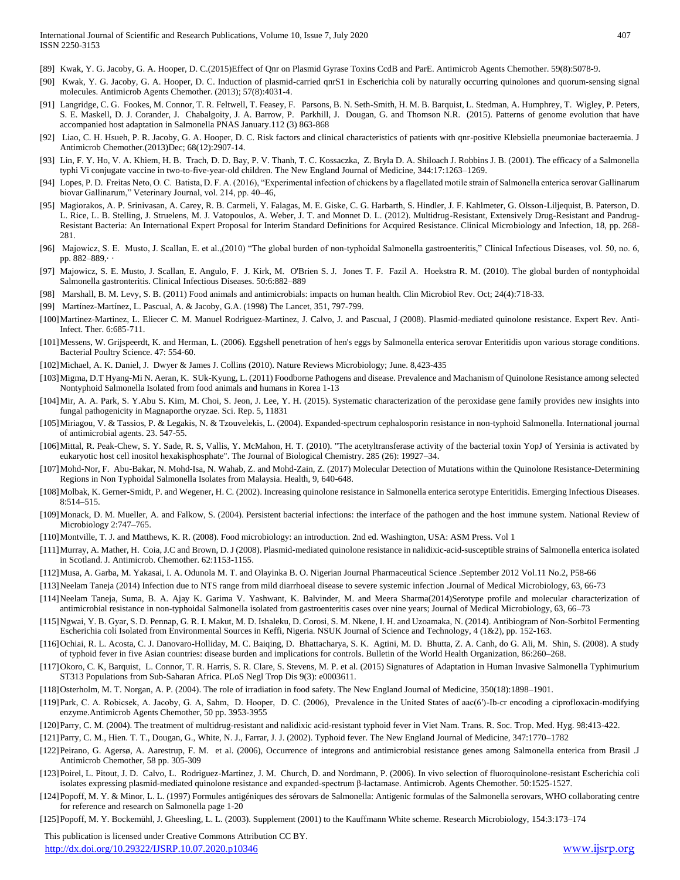[89] Kwak, Y. G. Jacoby, G. A. Hooper, D. C.(2015)Effect of Qnr on Plasmid Gyrase Toxins CcdB and ParE. Antimicrob Agents Chemother. 59(8):5078-9.

[90] Kwak, Y. G. Jacoby, G. A. Hooper, D. C. Induction of plasmid-carried qnrS1 in Escherichia coli by naturally occurring quinolones and quorum-sensing signal molecules. Antimicrob Agents Chemother. (2013); 57(8):4031-4.

[91] Langridge, C. G. Fookes, M. Connor, T. R. Feltwell, T. Feasey, F. Parsons, B. N. Seth-Smith, H. M. B. Barquist, L. Stedman, A. Humphrey, T. Wigley, P. Peters, S. E. Maskell, D. J. Corander, J. Chabalgoity, J. A. Barrow, P. Parkhill, J. Dougan, G. and Thomson N.R. (2015). Patterns of genome evolution that have accompanied host adaptation in Salmonella PNAS January.112 (3) 863-868

[92] Liao, C. H. Hsueh, P. R. Jacoby, G. A. Hooper, D. C. Risk factors and clinical characteristics of patients with qnr-positive Klebsiella pneumoniae bacteraemia. J Antimicrob Chemother.(2013)Dec; 68(12):2907-14.

[93] Lin, F. Y. Ho, V. A. Khiem, H. B. Trach, D. D. Bay, P. V. Thanh, T. C. Kossaczka, Z. Bryla D. A. Shiloach J. Robbins J. B. (2001). The efficacy of a Salmonella typhi Vi conjugate vaccine in two-to-five-year-old children. The New England Journal of Medicine, 344:17:1263–1269.

[94] Lopes, P. D. Freitas Neto, O. C. Batista, D. F. A. (2016), "Experimental infection of chickens by a flagellated motile strain of Salmonella enterica serovar Gallinarum biovar Gallinarum," Veterinary Journal, vol. 214, pp. 40–46,

[95] Magiorakos, A. P. Srinivasan, A. Carey, R. B. Carmeli, Y. Falagas, M. E. Giske, C. G. Harbarth, S. Hindler, J. F. Kahlmeter, G. Olsson-Liljequist, B. Paterson, D. L. Rice, L. B. Stelling, J. Struelens, M. J. Vatopoulos, A. Weber, J. T. and Monnet D. L. (2012). Multidrug-Resistant, Extensively Drug-Resistant and Pandrug-Resistant Bacteria: An International Expert Proposal for Interim Standard Definitions for Acquired Resistance. Clinical Microbiology and Infection, 18, pp. 268-281.

[96] Majowicz, S. E. Musto, J. Scallan, E. et al.,(2010) "The global burden of non-typhoidal Salmonella gastroenteritis," Clinical Infectious Diseases, vol. 50, no. 6, pp. 882–889,· ·

[97] Majowicz, S. E. Musto, J. Scallan, E. Angulo, F. J. Kirk, M. O'Brien S. J. Jones T. F. Fazil A. Hoekstra R. M. (2010). The global burden of nontyphoidal Salmonella gastronteritis. Clinical Infectious Diseases. 50:6:882–889

[98] Marshall, B. M. Levy, S. B. (2011) Food animals and antimicrobials: impacts on human health. Clin Microbiol Rev. Oct; 24(4):718-33.

[99] Martínez-Martínez, L. Pascual, A. & Jacoby, G.A. (1998) The Lancet, 351, 797-799.

[100] Martinez-Martinez, L. Eliecer C. M. Manuel Rodriguez-Martinez, J. Calvo, J. and Pascual, J (2008). Plasmid-mediated quinolone resistance. Expert Rev. Anti-Infect. Ther. 6:685-711.

[101] Messens, W. Grijspeerdt, K. and Herman, L. (2006). Eggshell penetration of hen's eggs by Salmonella enterica serovar Enteritidis upon various storage conditions. Bacterial Poultry Science. 47: 554-60.

[102] Michael, A. K. Daniel, J. Dwyer & James J. Collins (2010). Nature Reviews Microbiology; June. 8,423-435

[103] Migma, D.T Hyang-Mi N. Aeran, K. SUk-Kyung, L. (2011) Foodborne Pathogens and disease. Prevalence and Machanism of Quinolone Resistance among selected Nontyphoidal Salmonella Isolated from food animals and humans in Korea 1-13

[104] Mir, A. A. Park, S. Y.Abu S. Kim, M. Choi, S. Jeon, J. Lee, Y. H. (2015). Systematic characterization of the peroxidase gene family provides new insights into fungal pathogenicity in Magnaporthe oryzae. Sci. Rep. 5, 11831

[105] Miriagou, V. & Tassios, P. & Legakis, N. & Tzouvelekis, L. (2004). Expanded-spectrum cephalosporin resistance in non-typhoid Salmonella. International journal of antimicrobial agents. 23. 547-55.

[106] Mittal, R. Peak-Chew, S. Y. Sade, R. S, Vallis, Y. McMahon, H. T. (2010). "The acetyltransferase activity of the bacterial toxin YopJ of Yersinia is activated by eukaryotic host cell inositol hexakisphosphate". The Journal of Biological Chemistry. 285 (26): 19927–34.

[107] Mohd-Nor, F. Abu-Bakar, N. Mohd-Isa, N. Wahab, Z. and Mohd-Zain, Z. (2017) Molecular Detection of Mutations within the Quinolone Resistance-Determining Regions in Non Typhoidal Salmonella Isolates from Malaysia. Health, 9, 640-648.

[108] Molbak, K. Gerner-Smidt, P. and Wegener, H. C. (2002). Increasing quinolone resistance in Salmonella enterica serotype Enteritidis. Emerging Infectious Diseases. 8:514–515.

[109] Monack, D. M. Mueller, A. and Falkow, S. (2004). Persistent bacterial infections: the interface of the pathogen and the host immune system. National Review of Microbiology 2:747–765.

[110] Montville, T. J. and Matthews, K. R. (2008). Food microbiology: an introduction. 2nd ed. Washington, USA: ASM Press. Vol 1

[111] Murray, A. Mather, H. Coia, J.C and Brown, D. J (2008). Plasmid-mediated quinolone resistance in nalidixic-acid-susceptible strains of Salmonella enterica isolated in Scotland. J. Antimicrob. Chemother. 62:1153-1155.

[112] Musa, A. Garba, M. Yakasai, I. A. Odunola M. T. and Olayinka B. O. Nigerian Journal Pharmaceutical Science .September 2012 Vol.11 No.2, P58-66

[113] Neelam Taneja (2014) Infection due to NTS range from mild diarrhoeal disease to severe systemic infection .Journal of Medical Microbiology, 63, 66-73

[114] Neelam Taneja, Suma, B. A. Ajay K. Garima V. Yashwant, K. Balvinder, M. and Meera Sharma(2014)Serotype profile and molecular characterization of antimicrobial resistance in non-typhoidal Salmonella isolated from gastroenteritis cases over nine years; Journal of Medical Microbiology, 63, 66–73

[115] Ngwai, Y. B. Gyar, S. D. Pennap, G. R. I. Makut, M. D. Ishaleku, D. Corosi, S. M. Nkene, I. H. and Uzoamaka, N. (2014). Antibiogram of Non-Sorbitol Fermenting Escherichia coli Isolated from Environmental Sources in Keffi, Nigeria. NSUK Journal of Science and Technology, 4 (1&2), pp. 152-163.

[116] Ochiai, R. L. Acosta, C. J. Danovaro-Holliday, M. C. Baiqing, D. Bhattacharya, S. K. Agtini, M. D. Bhutta, Z. A. Canh, do G. Ali, M. Shin, S. (2008). A study of typhoid fever in five Asian countries: disease burden and implications for controls. Bulletin of the World Health Organization, 86:260–268.

[117] Okoro, C. K, Barquist, L. Connor, T. R. Harris, S. R. Clare, S. Stevens, M. P. et al. (2015) Signatures of Adaptation in Human Invasive Salmonella Typhimurium ST313 Populations from Sub-Saharan Africa. PLoS Negl Trop Dis 9(3): e0003611.

[118] Osterholm, M. T. Norgan, A. P. (2004). The role of irradiation in food safety. The New England Journal of Medicine, 350(18):1898–1901.

[119] Park, C. A. Robicsek, A. Jacoby, G. A, Sahm, D. Hooper, D. C. (2006), Prevalence in the United States of aac(6′)-Ib-cr encoding a ciprofloxacin-modifying enzyme.Antimicrob Agents Chemother, 50 pp. 3953-3955

[120] Parry, C. M. (2004). The treatment of multidrug-resistant and nalidixic acid-resistant typhoid fever in Viet Nam. Trans. R. Soc. Trop. Med. Hyg. 98:413-422.

[121] Parry, C. M., Hien. T. T., Dougan, G., White, N. J., Farrar, J. J. (2002). Typhoid fever. The New England Journal of Medicine, 347:1770–1782

[122] Peirano, G. Agersø, A. Aarestrup, F. M. et al. (2006), Occurrence of integrons and antimicrobial resistance genes among Salmonella enterica from Brasil .J Antimicrob Chemother, 58 pp. 305-309

[123] Poirel, L. Pitout, J. D. Calvo, L. Rodriguez-Martinez, J. M. Church, D. and Nordmann, P. (2006). In vivo selection of fluoroquinolone-resistant Escherichia coli isolates expressing plasmid-mediated quinolone resistance and expanded-spectrum β-lactamase. Antimicrob. Agents Chemother. 50:1525-1527.

[124] Popoff, M. Y. & Minor, L. L. (1997) Formules antigéniques des sérovars de Salmonella: Antigenic formulas of the Salmonella serovars, WHO collaborating centre for reference and research on Salmonella page 1-20

[125] Popoff, M. Y. Bockemühl, J. Gheesling, L. L. (2003). Supplement (2001) to the Kauffmann White scheme. Research Microbiology, 154:3:173–174

This publication is licensed under Creative Commons Attribution CC BY.

http://dx.doi.org/10.29322/IJSRP.10.07.2020.p10346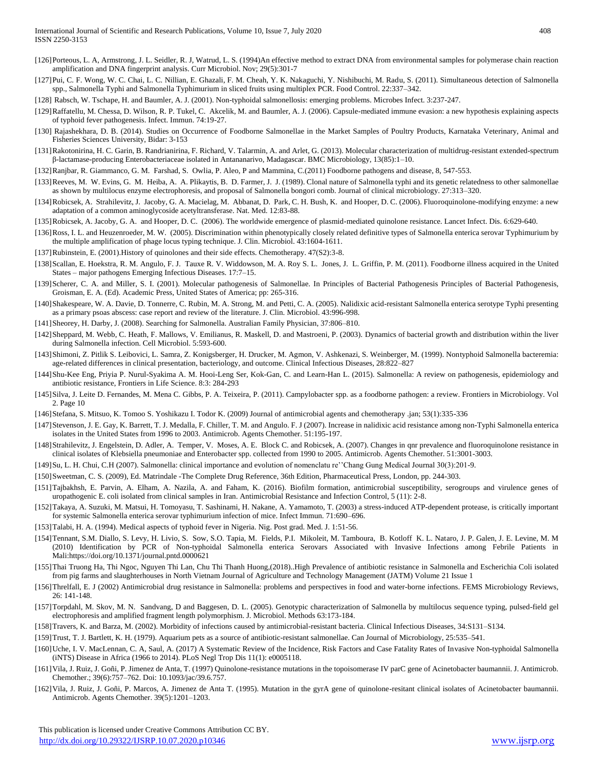[126] Porteous, L. A, Armstrong, J. L. Seidler, R. J, Watrud, L. S. (1994)An effective method to extract DNA from environmental samples for polymerase chain reaction amplification and DNA fingerprint analysis. Curr Microbiol. Nov; 29(5):301-7

[127] Pui, C. F. Wong, W. C. Chai, L. C. Nillian, E. Ghazali, F. M. Cheah, Y. K. Nakaguchi, Y. Nishibuchi, M. Radu, S. (2011). Simultaneous detection of Salmonella spp., Salmonella Typhi and Salmonella Typhimurium in sliced fruits using multiplex PCR. Food Control. 22:337–342.

[128] Rabsch, W. Tschape, H. and Baumler, A. J. (2001). Non-typhoidal salmonellosis: emerging problems. Microbes Infect. 3:237-247.

[129] Raffatellu, M. Chessa, D. Wilson, R. P. Tukel, C. Akcelik, M. and Baumler, A. J. (2006). Capsule-mediated immune evasion: a new hypothesis explaining aspects of typhoid fever pathogenesis. Infect. Immun. 74:19-27.

[130] Rajashekhara, D. B. (2014). Studies on Occurrence of Foodborne Salmonellae in the Market Samples of Poultry Products, Karnataka Veterinary, Animal and Fisheries Sciences University, Bidar: 3-153

[131] Rakotonirina, H. C. Garin, B. Randrianirina, F. Richard, V. Talarmin, A. and Arlet, G. (2013). Molecular characterization of multidrug-resistant extended-spectrum β-lactamase-producing Enterobacteriaceae isolated in Antananarivo, Madagascar. BMC Microbiology, 13(85):1–10.

[132] Ranjbar, R. Giammanco, G. M. Farshad, S. Owlia, P. Aleo, P and Mammina, C.(2011) Foodborne pathogens and disease, 8, 547-553.

[133] Reeves, M. W. Evins, G. M. Heiba, A. A. Plikaytis, B. D. Farmer, J. J. (1989). Clonal nature of Salmonella typhi and its genetic relatedness to other salmonellae as shown by multilocus enzyme electrophoresis, and proposal of Salmonella bongori comb. Journal of clinical microbiology. 27:313–320.

[134] Robicsek, A. Strahilevitz, J. Jacoby, G. A. Macielag, M. Abbanat, D. Park, C. H. Bush, K. and Hooper, D. C. (2006). Fluoroquinolone-modifying enzyme: a new adaptation of a common aminoglycoside acetyltransferase. Nat. Med. 12:83-88.

[135] Robicsek, A. Jacoby, G. A. and Hooper, D. C. (2006). The worldwide emergence of plasmid-mediated quinolone resistance. Lancet Infect. Dis. 6:629-640.

[136] Ross, I. L. and Heuzenroeder, M. W. (2005). Discrimination within phenotypically closely related definitive types of Salmonella enterica serovar Typhimurium by the multiple amplification of phage locus typing technique. J. Clin. Microbiol. 43:1604-1611.

[137] Rubinstein, E. (2001).History of quinolones and their side effects. Chemotherapy. 47(S2):3-8.

[138] Scallan, E. Hoekstra, R. M. Angulo, F. J. Tauxe R. V. Widdowson, M. A. Roy S. L. Jones, J. L. Griffin, P. M. (2011). Foodborne illness acquired in the United States – major pathogens Emerging Infectious Diseases. 17:7–15.

[139] Scherer, C. A. and Miller, S. I. (2001). Molecular pathogenesis of Salmonellae. In Principles of Bacterial Pathogenesis Principles of Bacterial Pathogenesis, Groisman, E. A. (Ed). Academic Press, United States of America; pp: 265-316.

[140] Shakespeare, W. A. Davie, D. Tonnerre, C. Rubin, M. A. Strong, M. and Petti, C. A. (2005). Nalidixic acid-resistant Salmonella enterica serotype Typhi presenting as a primary psoas abscess: case report and review of the literature. J. Clin. Microbiol. 43:996-998.

[141] Sheorey, H. Darby, J. (2008). Searching for Salmonella. Australian Family Physician, 37:806–810.

[142] Sheppard, M. Webb, C. Heath, F. Mallows, V. Emilianus, R. Maskell, D. and Mastroeni, P. (2003). Dynamics of bacterial growth and distribution within the liver during Salmonella infection. Cell Microbiol. 5:593-600.

[143] Shimoni, Z. Pitlik S. Leibovici, L. Samra, Z. Konigsberger, H. Drucker, M. Agmon, V. Ashkenazi, S. Weinberger, M. (1999). Nontyphoid Salmonella bacteremia: age-related differences in clinical presentation, bacteriology, and outcome. Clinical Infectious Diseases, 28:822–827

[144] Shu-Kee Eng, Priyia P. Nurul-Syakima A. M. Hooi-Leng Ser, Kok-Gan, C. and Learn-Han L. (2015). Salmonella: A review on pathogenesis, epidemiology and antibiotic resistance, Frontiers in Life Science. 8:3: 284-293

[145] Silva, J. Leite D. Fernandes, M. Mena C. Gibbs, P. A. Teixeira, P. (2011). Campylobacter spp. as a foodborne pathogen: a review. Frontiers in Microbiology. Vol 2. Page 10

[146] Stefana, S. Mitsuo, K. Tomoo S. Yoshikazu I. Todor K. (2009) Journal of antimicrobial agents and chemotherapy .jan; 53(1):335-336

[147] Stevenson, J. E. Gay, K. Barrett, T. J. Medalla, F. Chiller, T. M. and Angulo. F. J (2007). Increase in nalidixic acid resistance among non-Typhi Salmonella enterica isolates in the United States from 1996 to 2003. Antimicrob. Agents Chemother. 51:195-197.

[148] Strahilevitz, J. Engelstein, D. Adler, A. Temper, V. Moses, A. E. Block C. and Robicsek, A. (2007). Changes in qnr prevalence and fluoroquinolone resistance in clinical isolates of Klebsiella pneumoniae and Enterobacter spp. collected from 1990 to 2005. Antimicrob. Agents Chemother. 51:3001-3003.

[149] Su, L. H. Chui, C.H (2007). Salmonella: clinical importance and evolution of nomenclatu re''Chang Gung Medical Journal 30(3):201-9.

[150] Sweetman, C. S. (2009), Ed. Matrindale -The Complete Drug Reference, 36th Edition, Pharmaceutical Press, London, pp. 244-303.

[151] Tajbakhsh, E. Parvin, A. Elham, A. Nazila, A. and Faham, K. (2016). Biofilm formation, antimicrobial susceptibility, serogroups and virulence genes of uropathogenic E. coli isolated from clinical samples in Iran. Antimicrobial Resistance and Infection Control, 5 (11): 2-8.

[152] Takaya, A. Suzuki, M. Matsui, H. Tomoyasu, T. Sashinami, H. Nakane, A. Yamamoto, T. (2003) a stress-induced ATP-dependent protease, is critically important for systemic Salmonella enterica serovar typhimurium infection of mice. Infect Immun. 71:690–696.

[153] Talabi, H. A. (1994). Medical aspects of typhoid fever in Nigeria. Nig. Post grad. Med. J. 1:51-56.

[154] Tennant, S.M. Diallo, S. Levy, H. Livio, S. Sow, S.O. Tapia, M. Fields, P.I. Mikoleit, M. Tamboura, B. Kotloff K. L. Nataro, J. P. Galen, J. E. Levine, M. M (2010) Identification by PCR of Non-typhoidal Salmonella enterica Serovars Associated with Invasive Infections among Febrile Patients in Mali:https://doi.org/10.1371/journal.pntd.0000621

[155] Thai Truong Ha, Thi Ngoc, Nguyen Thi Lan, Chu Thi Thanh Huong,(2018)..High Prevalence of antibiotic resistance in Salmonella and Escherichia Coli isolated from pig farms and slaughterhouses in North Vietnam Journal of Agriculture and Technology Management (JATM) Volume 21 Issue 1

[156] Threlfall, E. J (2002) Antimicrobial drug resistance in Salmonella: problems and perspectives in food and water-borne infections. FEMS Microbiology Reviews, 26: 141-148.

[157] Torpdahl, M. Skov, M. N. Sandvang, D and Baggesen, D. L. (2005). Genotypic characterization of Salmonella by multilocus sequence typing, pulsed-field gel electrophoresis and amplified fragment length polymorphism. J. Microbiol. Methods 63:173-184.

[158] Travers, K. and Barza, M. (2002). Morbidity of infections caused by antimicrobial-resistant bacteria. Clinical Infectious Diseases, 34:S131–S134.

[159] Trust, T. J. Bartlett, K. H. (1979). Aquarium pets as a source of antibiotic-resistant salmonellae. Can Journal of Microbiology, 25:535–541.

[160] Uche, I. V. MacLennan, C. A, Saul, A. (2017) A Systematic Review of the Incidence, Risk Factors and Case Fatality Rates of Invasive Non-typhoidal Salmonella (iNTS) Disease in Africa (1966 to 2014). PLoS Negl Trop Dis 11(1): e0005118.

[161] Vila, J. Ruiz, J. Goñi, P. Jimenez de Anta, T. (1997) Quinolone-resistance mutations in the topoisomerase IV parC gene of Acinetobacter baumannii. J. Antimicrob. Chemother.; 39(6):757–762. Doi: 10.1093/jac/39.6.757.

[162] Vila, J. Ruiz, J. Goñi, P. Marcos, A. Jimenez de Anta T. (1995). Mutation in the gyrA gene of quinolone-resitant clinical isolates of Acinetobacter baumannii. Antimicrob. Agents Chemother. 39(5):1201–1203.

This publication is licensed under Creative Commons Attribution CC BY.
http://dx.doi.org/10.29322/IJSRP.10.07.2020.p10346 www.ijsrp.org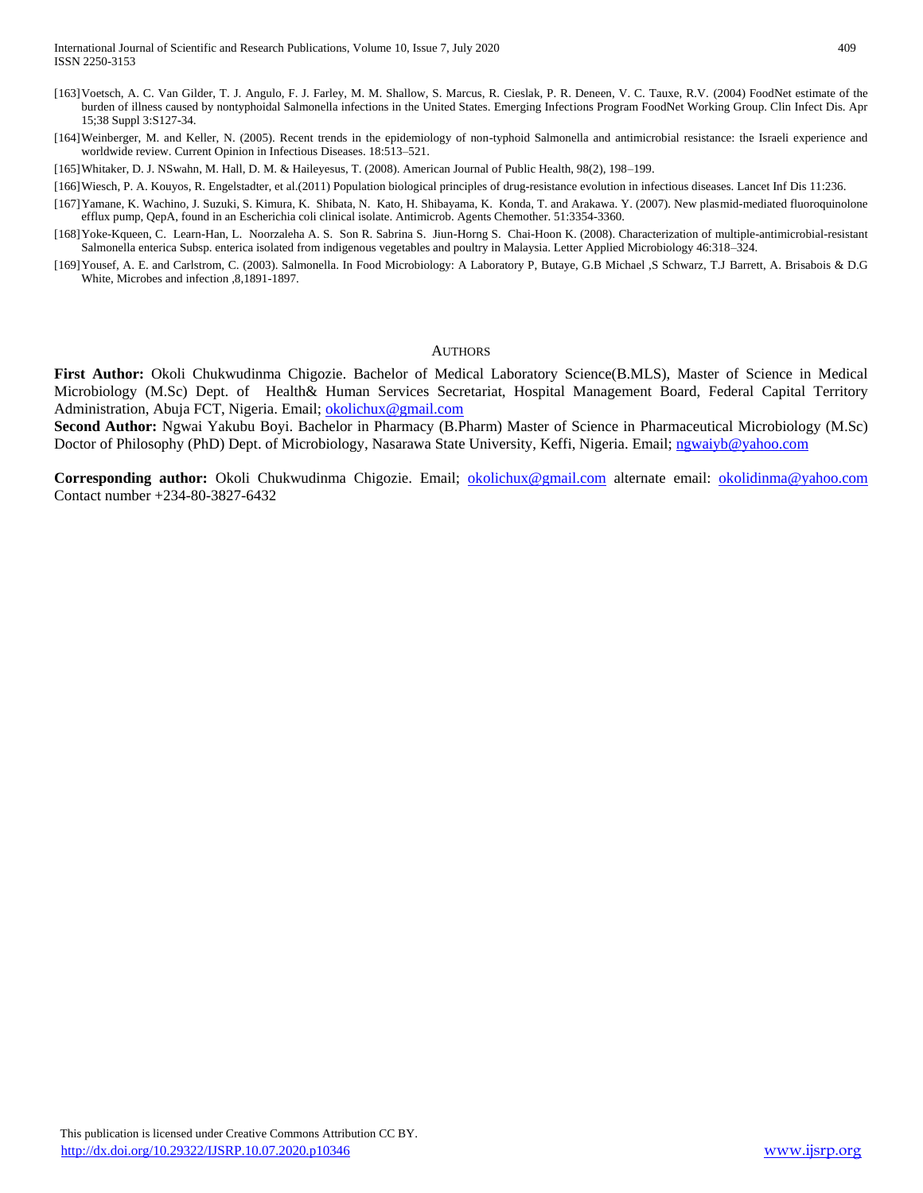[163] Voetsch, A. C. Van Gilder, T. J. Angulo, F. J. Farley, M. M. Shallow, S. Marcus, R. Cieslak, P. R. Deneen, V. C. Tauxe, R.V. (2004) FoodNet estimate of the burden of illness caused by nontyphoidal Salmonella infections in the United States. Emerging Infections Program FoodNet Working Group. Clin Infect Dis. Apr 15;38 Suppl 3:S127-34.

[164] Weinberger, M. and Keller, N. (2005). Recent trends in the epidemiology of non-typhoid Salmonella and antimicrobial resistance: the Israeli experience and worldwide review. Current Opinion in Infectious Diseases. 18:513–521.

[165] Whitaker, D. J. NSwahn, M. Hall, D. M. & Haileyesus, T. (2008). American Journal of Public Health, 98(2), 198–199.

[166] Wiesch, P. A. Kouyos, R. Engelstadter, et al.(2011) Population biological principles of drug-resistance evolution in infectious diseases. Lancet Inf Dis 11:236.

[167] Yamane, K. Wachino, J. Suzuki, S. Kimura, K. Shibata, N. Kato, H. Shibayama, K. Konda, T. and Arakawa. Y. (2007). New plasmid-mediated fluoroquinolone efflux pump, QepA, found in an Escherichia coli clinical isolate. Antimicrob. Agents Chemother. 51:3354-3360.

[168] Yoke-Kqueen, C. Learn-Han, L. Noorzaleha A. S. Son R. Sabrina S. Jiun-Horng S. Chai-Hoon K. (2008). Characterization of multiple-antimicrobial-resistant Salmonella enterica Subsp. enterica isolated from indigenous vegetables and poultry in Malaysia. Letter Applied Microbiology 46:318–324.

[169] Yousef, A. E. and Carlstrom, C. (2003). Salmonella. In Food Microbiology: A Laboratory P, Butaye, G.B Michael ,S Schwarz, T.J Barrett, A. Brisabois & D.G White, Microbes and infection ,8,1891-1897.

## AUTHORS

**First Author:** Okoli Chukwudinma Chigozie. Bachelor of Medical Laboratory Science(B.MLS), Master of Science in Medical Microbiology (M.Sc) Dept. of Health& Human Services Secretariat, Hospital Management Board, Federal Capital Territory Administration, Abuja FCT, Nigeria. Email; okolichux@gmail.com

**Second Author:** Ngwai Yakubu Boyi. Bachelor in Pharmacy (B.Pharm) Master of Science in Pharmaceutical Microbiology (M.Sc) Doctor of Philosophy (PhD) Dept. of Microbiology, Nasarawa State University, Keffi, Nigeria. Email; ngwaiyb@yahoo.com

**Corresponding author:** Okoli Chukwudinma Chigozie. Email; okolichux@gmail.com alternate email: okolidinma@yahoo.com Contact number +234-80-3827-6432